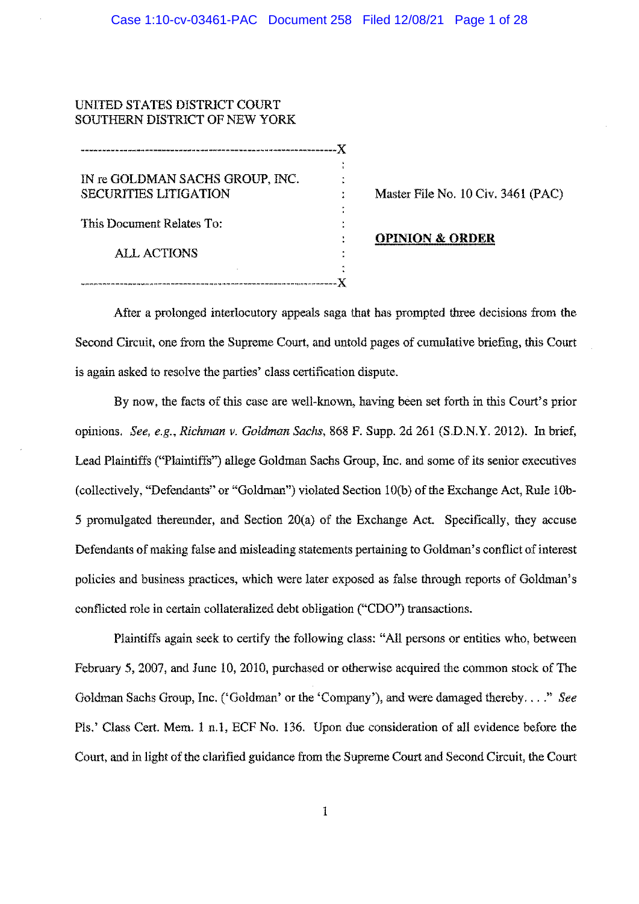UNITED STATES DISTRICT COURT
SOUTHERN DISTRICT OF NEW YORK

IN re GOLDMAN SACHS GROUP, INC. SECURITIES LITIGATION

This Document Relates To:

ALL ACTIONS

Master File No. 10 Civ. 3461 (PAC)

**OPINION & ORDER**

After a prolonged interlocutory appeals saga that has prompted three decisions from the Second Circuit, one from the Supreme Court, and untold pages of cumulative briefing, this Court is again asked to resolve the parties' class certification dispute.

By now, the facts of this case are well-known, having been set forth in this Court's prior opinions. *See, e.g.*, *Richman v. Goldman Sachs*, 868 F. Supp. 2d 261 (S.D.N.Y. 2012). In brief, Lead Plaintiffs ("Plaintiffs") allege Goldman Sachs Group, Inc. and some of its senior executives (collectively, "Defendants" or "Goldman") violated Section 10(b) of the Exchange Act, Rule 10b-5 promulgated thereunder, and Section 20(a) of the Exchange Act. Specifically, they accuse Defendants of making false and misleading statements pertaining to Goldman's conflict of interest policies and business practices, which were later exposed as false through reports of Goldman's conflicted role in certain collateralized debt obligation ("CDO") transactions.

Plaintiffs again seek to certify the following class: "All persons or entities who, between February 5, 2007, and June 10, 2010, purchased or otherwise acquired the common stock of The Goldman Sachs Group, Inc. ('Goldman' or the 'Company'), and were damaged thereby. . . ." *See* Pls.' Class Cert. Mem. 1 n.1, ECF No. 136. Upon due consideration of all evidence before the Court, and in light of the clarified guidance from the Supreme Court and Second Circuit, the Court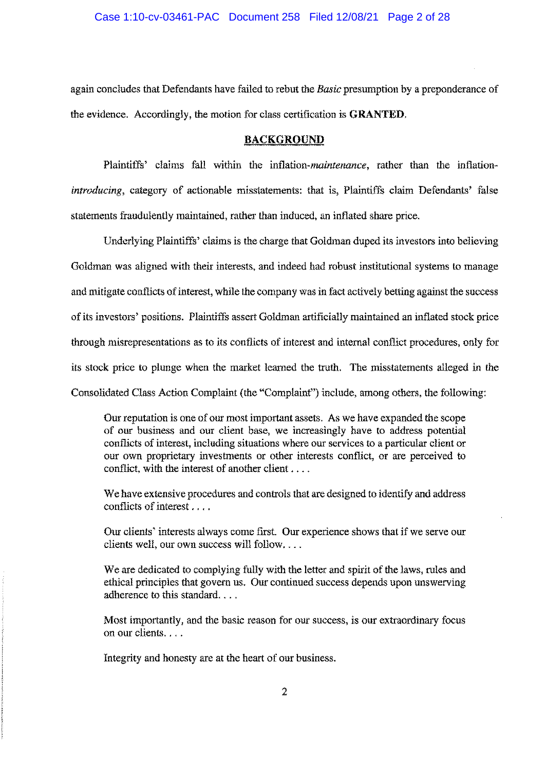again concludes that Defendants have failed to rebut the *Basic* presumption by a preponderance of the evidence. Accordingly, the motion for class certification is **GRANTED**.

## BACKGROUND

Plaintiffs' claims fall within the inflation-*maintenance*, rather than the inflation-*introducing*, category of actionable misstatements: that is, Plaintiffs claim Defendants' false statements fraudulently maintained, rather than induced, an inflated share price.

Underlying Plaintiffs' claims is the charge that Goldman duped its investors into believing Goldman was aligned with their interests, and indeed had robust institutional systems to manage and mitigate conflicts of interest, while the company was in fact actively betting against the success of its investors' positions. Plaintiffs assert Goldman artificially maintained an inflated stock price through misrepresentations as to its conflicts of interest and internal conflict procedures, only for its stock price to plunge when the market learned the truth. The misstatements alleged in the Consolidated Class Action Complaint (the "Complaint") include, among others, the following:

> Our reputation is one of our most important assets. As we have expanded the scope of our business and our client base, we increasingly have to address potential conflicts of interest, including situations where our services to a particular client or our own proprietary investments or other interests conflict, or are perceived to conflict, with the interest of another client . . . .
>
> We have extensive procedures and controls that are designed to identify and address conflicts of interest . . . .
>
> Our clients' interests always come first. Our experience shows that if we serve our clients well, our own success will follow. . . .
>
> We are dedicated to complying fully with the letter and spirit of the laws, rules and ethical principles that govern us. Our continued success depends upon unswerving adherence to this standard. . . .
>
> Most importantly, and the basic reason for our success, is our extraordinary focus on our clients. . . .
>
> Integrity and honesty are at the heart of our business.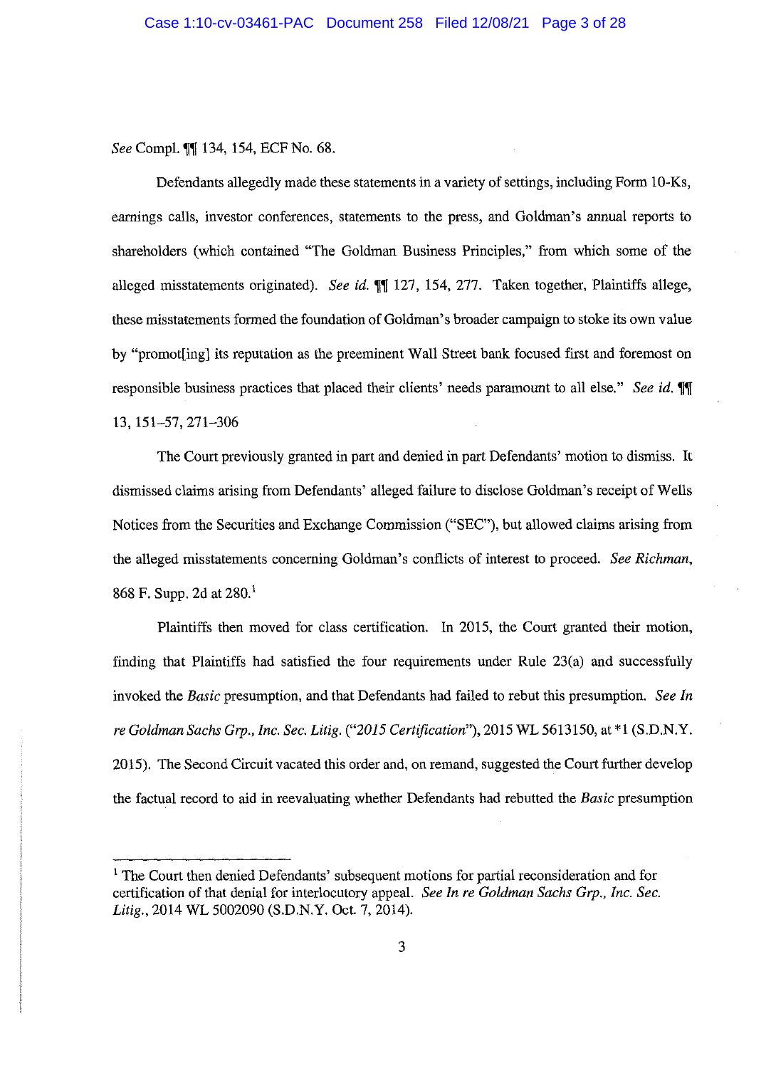*See* Compl. ¶¶ 134, 154, ECF No. 68.

Defendants allegedly made these statements in a variety of settings, including Form 10-Ks, earnings calls, investor conferences, statements to the press, and Goldman's annual reports to shareholders (which contained "The Goldman Business Principles," from which some of the alleged misstatements originated). *See id.* ¶¶ 127, 154, 277. Taken together, Plaintiffs allege, these misstatements formed the foundation of Goldman's broader campaign to stoke its own value by "promot[ing] its reputation as the preeminent Wall Street bank focused first and foremost on responsible business practices that placed their clients' needs paramount to all else." *See id.* ¶¶ 13, 151–57, 271–306

The Court previously granted in part and denied in part Defendants' motion to dismiss. It dismissed claims arising from Defendants' alleged failure to disclose Goldman's receipt of Wells Notices from the Securities and Exchange Commission ("SEC"), but allowed claims arising from the alleged misstatements concerning Goldman's conflicts of interest to proceed. *See Richman*, 868 F. Supp. 2d at 280.[1]

Plaintiffs then moved for class certification. In 2015, the Court granted their motion, finding that Plaintiffs had satisfied the four requirements under Rule 23(a) and successfully invoked the *Basic* presumption, and that Defendants had failed to rebut this presumption. *See In re Goldman Sachs Grp., Inc. Sec. Litig.* ("*2015 Certification*"), 2015 WL 5613150, at *1 (S.D.N.Y. 2015). The Second Circuit vacated this order and, on remand, suggested the Court further develop the factual record to aid in reevaluating whether Defendants had rebutted the *Basic* presumption

[1] The Court then denied Defendants' subsequent motions for partial reconsideration and for certification of that denial for interlocutory appeal. *See In re Goldman Sachs Grp., Inc. Sec. Litig.*, 2014 WL 5002090 (S.D.N.Y. Oct. 7, 2014).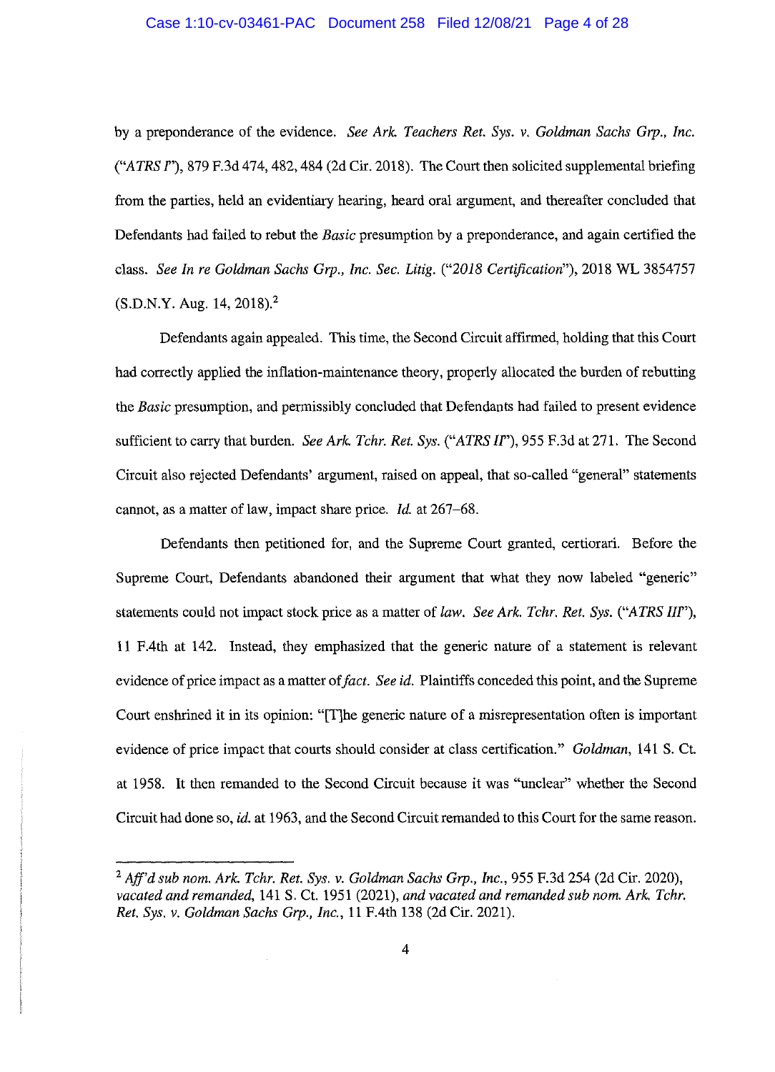by a preponderance of the evidence. *See Ark. Teachers Ret. Sys. v. Goldman Sachs Grp., Inc.* ("*ATRS I*"), 879 F.3d 474, 482, 484 (2d Cir. 2018). The Court then solicited supplemental briefing from the parties, held an evidentiary hearing, heard oral argument, and thereafter concluded that Defendants had failed to rebut the *Basic* presumption by a preponderance, and again certified the class. *See In re Goldman Sachs Grp., Inc. Sec. Litig.* ("*2018 Certification*"), 2018 WL 3854757 (S.D.N.Y. Aug. 14, 2018).[2]

Defendants again appealed. This time, the Second Circuit affirmed, holding that this Court had correctly applied the inflation-maintenance theory, properly allocated the burden of rebutting the *Basic* presumption, and permissibly concluded that Defendants had failed to present evidence sufficient to carry that burden. *See Ark. Tchr. Ret. Sys.* ("*ATRS II*"), 955 F.3d at 271. The Second Circuit also rejected Defendants' argument, raised on appeal, that so-called "general" statements cannot, as a matter of law, impact share price. *Id.* at 267–68.

Defendants then petitioned for, and the Supreme Court granted, certiorari. Before the Supreme Court, Defendants abandoned their argument that what they now labeled "generic" statements could not impact stock price as a matter of *law*. *See Ark. Tchr. Ret. Sys.* ("*ATRS III*"), 11 F.4th at 142. Instead, they emphasized that the generic nature of a statement is relevant evidence of price impact as a matter of *fact*. *See id.* Plaintiffs conceded this point, and the Supreme Court enshrined it in its opinion: "[T]he generic nature of a misrepresentation often is important evidence of price impact that courts should consider at class certification." *Goldman*, 141 S. Ct. at 1958. It then remanded to the Second Circuit because it was "unclear" whether the Second Circuit had done so, *id.* at 1963, and the Second Circuit remanded to this Court for the same reason.

[2] *Aff'd sub nom. Ark. Tchr. Ret. Sys. v. Goldman Sachs Grp., Inc.*, 955 F.3d 254 (2d Cir. 2020), *vacated and remanded*, 141 S. Ct. 1951 (2021), *and vacated and remanded sub nom. Ark. Tchr. Ret. Sys. v. Goldman Sachs Grp., Inc.*, 11 F.4th 138 (2d Cir. 2021).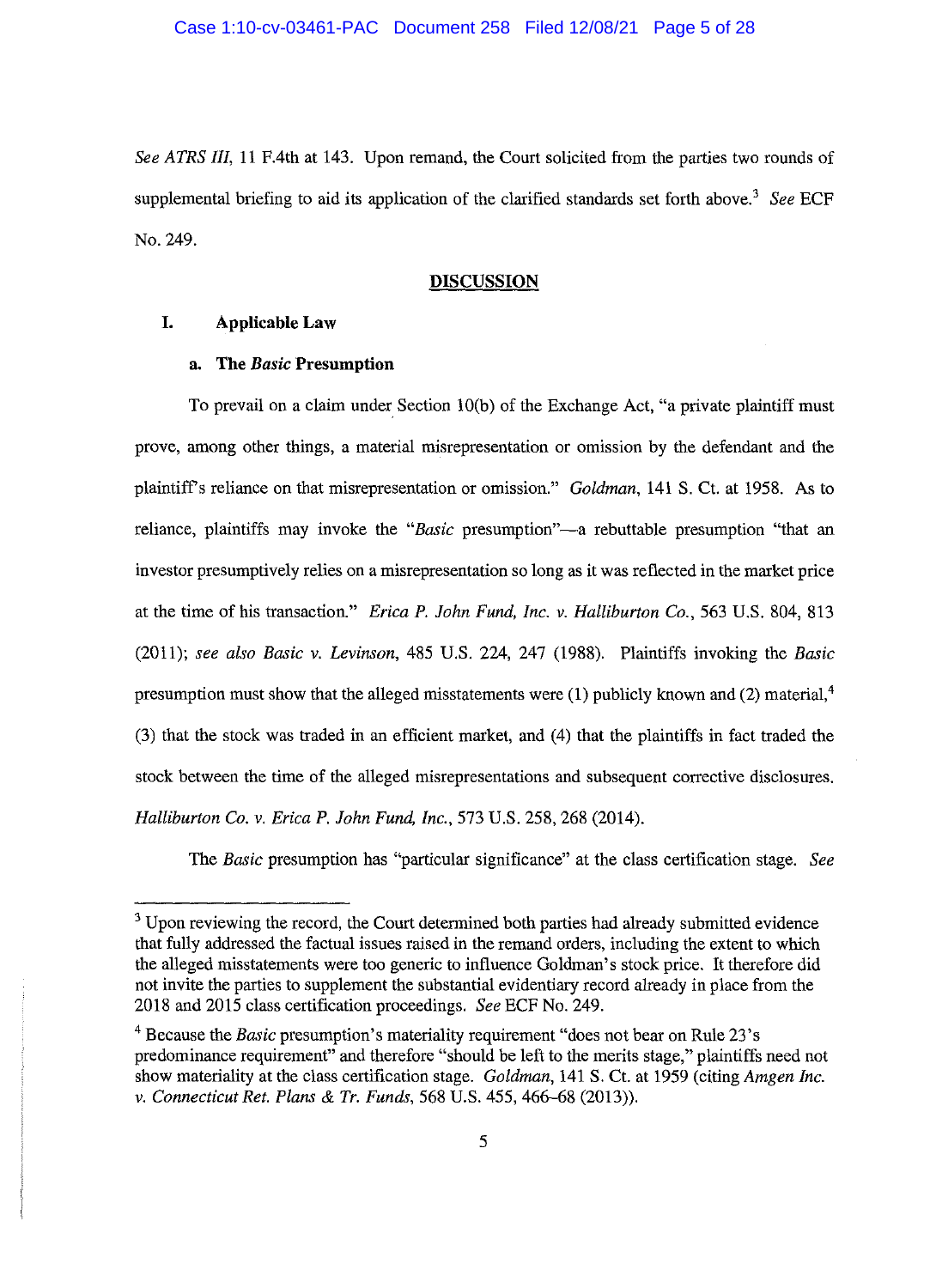*See ATRS III*, 11 F.4th at 143. Upon remand, the Court solicited from the parties two rounds of supplemental briefing to aid its application of the clarified standards set forth above.[3] *See* ECF No. 249.

## DISCUSSION

### I. Applicable Law

#### a. The *Basic* Presumption

To prevail on a claim under Section 10(b) of the Exchange Act, "a private plaintiff must prove, among other things, a material misrepresentation or omission by the defendant and the plaintiff's reliance on that misrepresentation or omission." *Goldman*, 141 S. Ct. at 1958. As to reliance, plaintiffs may invoke the "*Basic* presumption"—a rebuttable presumption "that an investor presumptively relies on a misrepresentation so long as it was reflected in the market price at the time of his transaction." *Erica P. John Fund, Inc. v. Halliburton Co.*, 563 U.S. 804, 813 (2011); *see also Basic v. Levinson*, 485 U.S. 224, 247 (1988). Plaintiffs invoking the *Basic* presumption must show that the alleged misstatements were (1) publicly known and (2) material,[4] (3) that the stock was traded in an efficient market, and (4) that the plaintiffs in fact traded the stock between the time of the alleged misrepresentations and subsequent corrective disclosures. *Halliburton Co. v. Erica P. John Fund, Inc.*, 573 U.S. 258, 268 (2014).

The *Basic* presumption has "particular significance" at the class certification stage. *See*

---

[3] Upon reviewing the record, the Court determined both parties had already submitted evidence that fully addressed the factual issues raised in the remand orders, including the extent to which the alleged misstatements were too generic to influence Goldman's stock price. It therefore did not invite the parties to supplement the substantial evidentiary record already in place from the 2018 and 2015 class certification proceedings. *See* ECF No. 249.

[4] Because the *Basic* presumption's materiality requirement "does not bear on Rule 23's predominance requirement" and therefore "should be left to the merits stage," plaintiffs need not show materiality at the class certification stage. *Goldman*, 141 S. Ct. at 1959 (citing *Amgen Inc. v. Connecticut Ret. Plans & Tr. Funds*, 568 U.S. 455, 466–68 (2013)).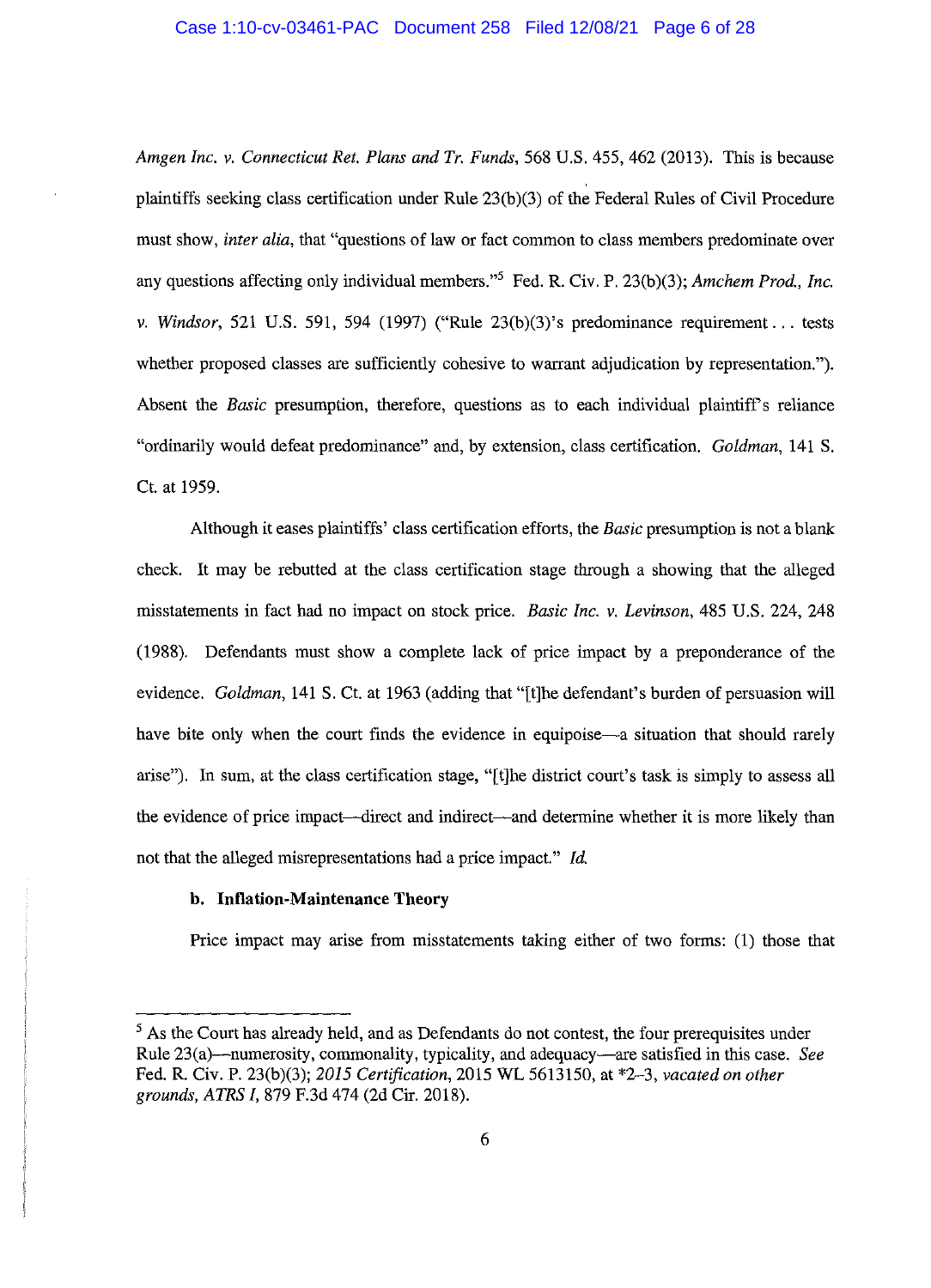*Amgen Inc. v. Connecticut Ret. Plans and Tr. Funds*, 568 U.S. 455, 462 (2013). This is because plaintiffs seeking class certification under Rule 23(b)(3) of the Federal Rules of Civil Procedure must show, *inter alia*, that "questions of law or fact common to class members predominate over any questions affecting only individual members."[5] Fed. R. Civ. P. 23(b)(3); *Amchem Prod., Inc. v. Windsor*, 521 U.S. 591, 594 (1997) ("Rule 23(b)(3)'s predominance requirement . . . tests whether proposed classes are sufficiently cohesive to warrant adjudication by representation."). Absent the *Basic* presumption, therefore, questions as to each individual plaintiff's reliance "ordinarily would defeat predominance" and, by extension, class certification. *Goldman*, 141 S. Ct. at 1959.

Although it eases plaintiffs' class certification efforts, the *Basic* presumption is not a blank check. It may be rebutted at the class certification stage through a showing that the alleged misstatements in fact had no impact on stock price. *Basic Inc. v. Levinson*, 485 U.S. 224, 248 (1988). Defendants must show a complete lack of price impact by a preponderance of the evidence. *Goldman*, 141 S. Ct. at 1963 (adding that "[t]he defendant's burden of persuasion will have bite only when the court finds the evidence in equipoise—a situation that should rarely arise"). In sum, at the class certification stage, "[t]he district court's task is simply to assess all the evidence of price impact—direct and indirect—and determine whether it is more likely than not that the alleged misrepresentations had a price impact." *Id.*

**b. Inflation-Maintenance Theory**

Price impact may arise from misstatements taking either of two forms: (1) those that

---

[5] As the Court has already held, and as Defendants do not contest, the four prerequisites under Rule 23(a)—numerosity, commonality, typicality, and adequacy—are satisfied in this case. *See* Fed. R. Civ. P. 23(b)(3); *2015 Certification*, 2015 WL 5613150, at *2–3, *vacated on other grounds, ATRS I*, 879 F.3d 474 (2d Cir. 2018).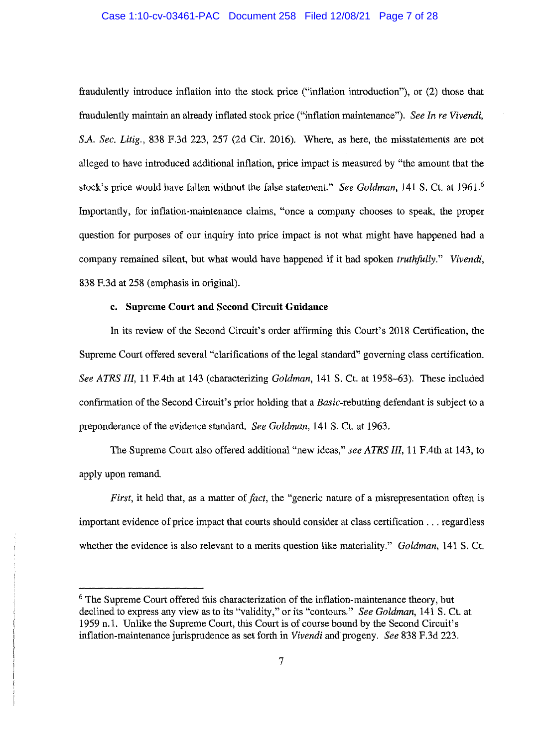fraudulently introduce inflation into the stock price ("inflation introduction"), or (2) those that fraudulently maintain an already inflated stock price ("inflation maintenance"). *See In re Vivendi, S.A. Sec. Litig.*, 838 F.3d 223, 257 (2d Cir. 2016). Where, as here, the misstatements are not alleged to have introduced additional inflation, price impact is measured by "the amount that the stock's price would have fallen without the false statement." *See Goldman*, 141 S. Ct. at 1961.[6] Importantly, for inflation-maintenance claims, "once a company chooses to speak, the proper question for purposes of our inquiry into price impact is not what might have happened had a company remained silent, but what would have happened if it had spoken *truthfully*." *Vivendi*, 838 F.3d at 258 (emphasis in original).

### c. Supreme Court and Second Circuit Guidance

In its review of the Second Circuit's order affirming this Court's 2018 Certification, the Supreme Court offered several "clarifications of the legal standard" governing class certification. *See ATRS III*, 11 F.4th at 143 (characterizing *Goldman*, 141 S. Ct. at 1958–63). These included confirmation of the Second Circuit's prior holding that a *Basic*-rebutting defendant is subject to a preponderance of the evidence standard. *See Goldman*, 141 S. Ct. at 1963.

The Supreme Court also offered additional "new ideas," *see ATRS III*, 11 F.4th at 143, to apply upon remand.

*First*, it held that, as a matter of *fact*, the "generic nature of a misrepresentation often is important evidence of price impact that courts should consider at class certification . . . regardless whether the evidence is also relevant to a merits question like materiality." *Goldman*, 141 S. Ct.

---

[6] The Supreme Court offered this characterization of the inflation-maintenance theory, but declined to express any view as to its "validity," or its "contours." *See Goldman*, 141 S. Ct. at 1959 n.1. Unlike the Supreme Court, this Court is of course bound by the Second Circuit's inflation-maintenance jurisprudence as set forth in *Vivendi* and progeny. *See* 838 F.3d 223.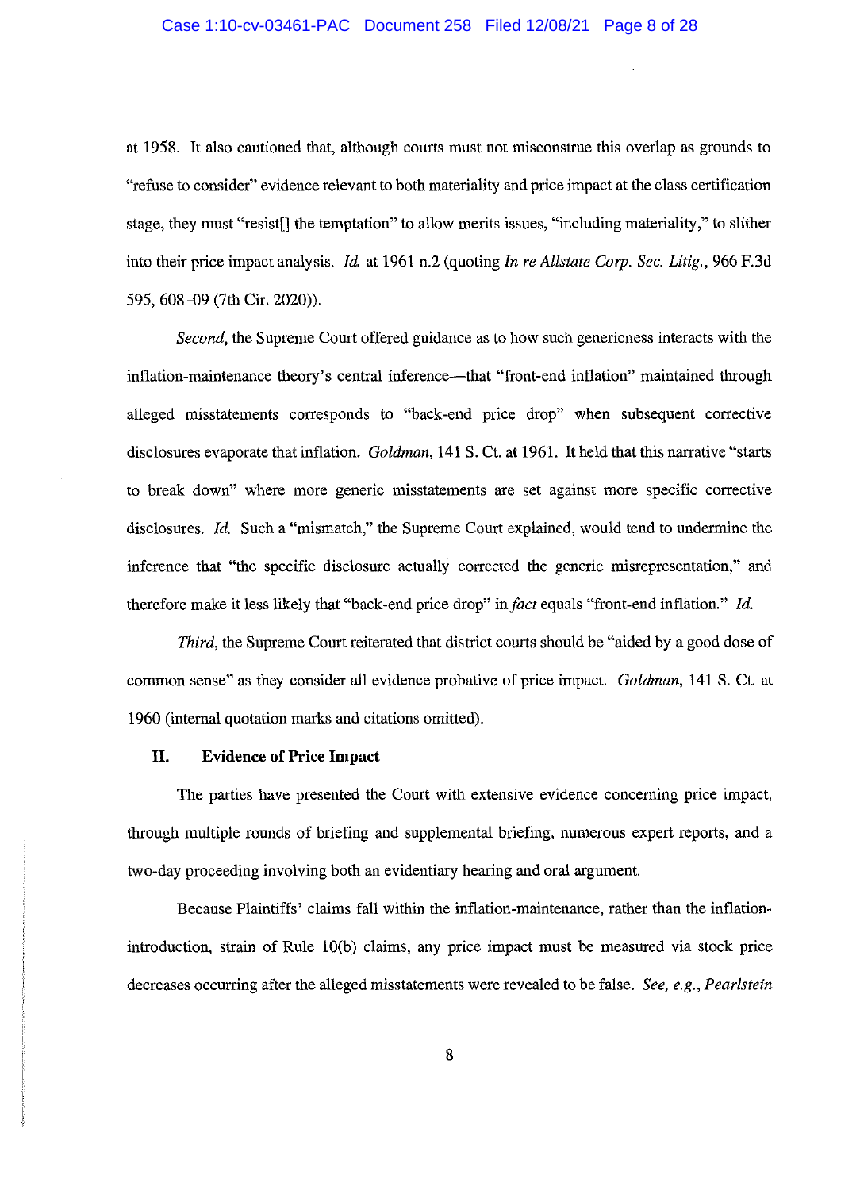at 1958. It also cautioned that, although courts must not misconstrue this overlap as grounds to "refuse to consider" evidence relevant to both materiality and price impact at the class certification stage, they must "resist[] the temptation" to allow merits issues, "including materiality," to slither into their price impact analysis. *Id.* at 1961 n.2 (quoting *In re Allstate Corp. Sec. Litig.*, 966 F.3d 595, 608–09 (7th Cir. 2020)).

*Second*, the Supreme Court offered guidance as to how such genericness interacts with the inflation-maintenance theory's central inference—that "front-end inflation" maintained through alleged misstatements corresponds to "back-end price drop" when subsequent corrective disclosures evaporate that inflation. *Goldman*, 141 S. Ct. at 1961. It held that this narrative "starts to break down" where more generic misstatements are set against more specific corrective disclosures. *Id.* Such a "mismatch," the Supreme Court explained, would tend to undermine the inference that "the specific disclosure actually corrected the generic misrepresentation," and therefore make it less likely that "back-end price drop" in *fact* equals "front-end inflation." *Id.*

*Third*, the Supreme Court reiterated that district courts should be "aided by a good dose of common sense" as they consider all evidence probative of price impact. *Goldman*, 141 S. Ct. at 1960 (internal quotation marks and citations omitted).

## II. Evidence of Price Impact

The parties have presented the Court with extensive evidence concerning price impact, through multiple rounds of briefing and supplemental briefing, numerous expert reports, and a two-day proceeding involving both an evidentiary hearing and oral argument.

Because Plaintiffs' claims fall within the inflation-maintenance, rather than the inflation-introduction, strain of Rule 10(b) claims, any price impact must be measured via stock price decreases occurring after the alleged misstatements were revealed to be false. *See, e.g.*, *Pearlstein*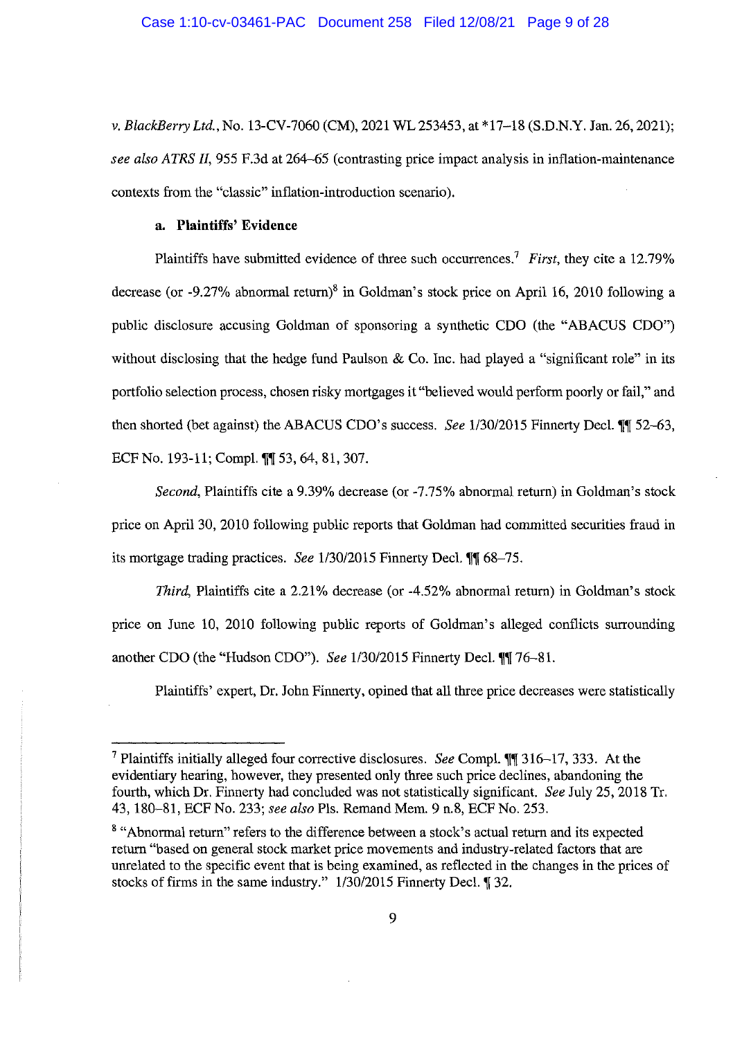*v. BlackBerry Ltd.*, No. 13-CV-7060 (CM), 2021 WL 253453, at *17–18 (S.D.N.Y. Jan. 26, 2021); *see also ATRS II*, 955 F.3d at 264–65 (contrasting price impact analysis in inflation-maintenance contexts from the "classic" inflation-introduction scenario).

**a. Plaintiffs' Evidence**

Plaintiffs have submitted evidence of three such occurrences.[7] *First*, they cite a 12.79% decrease (or -9.27% abnormal return)[8] in Goldman's stock price on April 16, 2010 following a public disclosure accusing Goldman of sponsoring a synthetic CDO (the "ABACUS CDO") without disclosing that the hedge fund Paulson & Co. Inc. had played a "significant role" in its portfolio selection process, chosen risky mortgages it "believed would perform poorly or fail," and then shorted (bet against) the ABACUS CDO's success. *See* 1/30/2015 Finnerty Decl. ¶¶ 52–63, ECF No. 193-11; Compl. ¶¶ 53, 64, 81, 307.

*Second*, Plaintiffs cite a 9.39% decrease (or -7.75% abnormal return) in Goldman's stock price on April 30, 2010 following public reports that Goldman had committed securities fraud in its mortgage trading practices. *See* 1/30/2015 Finnerty Decl. ¶¶ 68–75.

*Third*, Plaintiffs cite a 2.21% decrease (or -4.52% abnormal return) in Goldman's stock price on June 10, 2010 following public reports of Goldman's alleged conflicts surrounding another CDO (the "Hudson CDO"). *See* 1/30/2015 Finnerty Decl. ¶¶ 76–81.

Plaintiffs' expert, Dr. John Finnerty, opined that all three price decreases were statistically

---

[7] Plaintiffs initially alleged four corrective disclosures. *See* Compl. ¶¶ 316–17, 333. At the evidentiary hearing, however, they presented only three such price declines, abandoning the fourth, which Dr. Finnerty had concluded was not statistically significant. *See* July 25, 2018 Tr. 43, 180–81, ECF No. 233; *see also* Pls. Remand Mem. 9 n.8, ECF No. 253.

[8] "Abnormal return" refers to the difference between a stock's actual return and its expected return "based on general stock market price movements and industry-related factors that are unrelated to the specific event that is being examined, as reflected in the changes in the prices of stocks of firms in the same industry." 1/30/2015 Finnerty Decl. ¶ 32.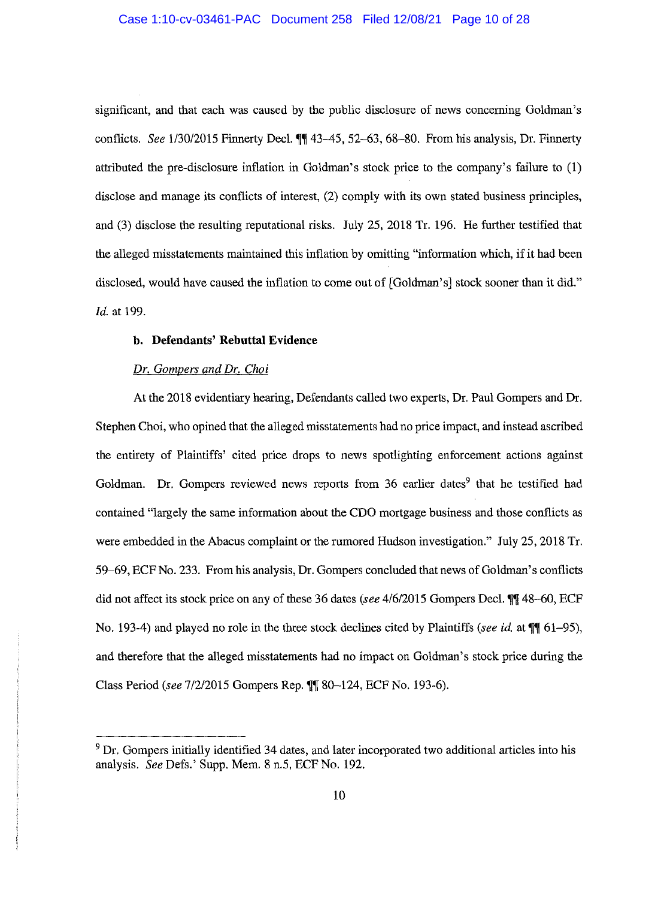significant, and that each was caused by the public disclosure of news concerning Goldman's conflicts. *See* 1/30/2015 Finnerty Decl. ¶¶ 43–45, 52–63, 68–80. From his analysis, Dr. Finnerty attributed the pre-disclosure inflation in Goldman's stock price to the company's failure to (1) disclose and manage its conflicts of interest, (2) comply with its own stated business principles, and (3) disclose the resulting reputational risks. July 25, 2018 Tr. 196. He further testified that the alleged misstatements maintained this inflation by omitting "information which, if it had been disclosed, would have caused the inflation to come out of [Goldman's] stock sooner than it did." *Id.* at 199.

**b. Defendants' Rebuttal Evidence**

*Dr. Gompers and Dr. Choi*

At the 2018 evidentiary hearing, Defendants called two experts, Dr. Paul Gompers and Dr. Stephen Choi, who opined that the alleged misstatements had no price impact, and instead ascribed the entirety of Plaintiffs' cited price drops to news spotlighting enforcement actions against Goldman. Dr. Gompers reviewed news reports from 36 earlier dates[9] that he testified had contained "largely the same information about the CDO mortgage business and those conflicts as were embedded in the Abacus complaint or the rumored Hudson investigation." July 25, 2018 Tr. 59–69, ECF No. 233. From his analysis, Dr. Gompers concluded that news of Goldman's conflicts did not affect its stock price on any of these 36 dates (*see* 4/6/2015 Gompers Decl. ¶¶ 48–60, ECF No. 193-4) and played no role in the three stock declines cited by Plaintiffs (*see id.* at ¶¶ 61–95), and therefore that the alleged misstatements had no impact on Goldman's stock price during the Class Period (*see* 7/2/2015 Gompers Rep. ¶¶ 80–124, ECF No. 193-6).

---

[9] Dr. Gompers initially identified 34 dates, and later incorporated two additional articles into his analysis. *See* Defs.' Supp. Mem. 8 n.5, ECF No. 192.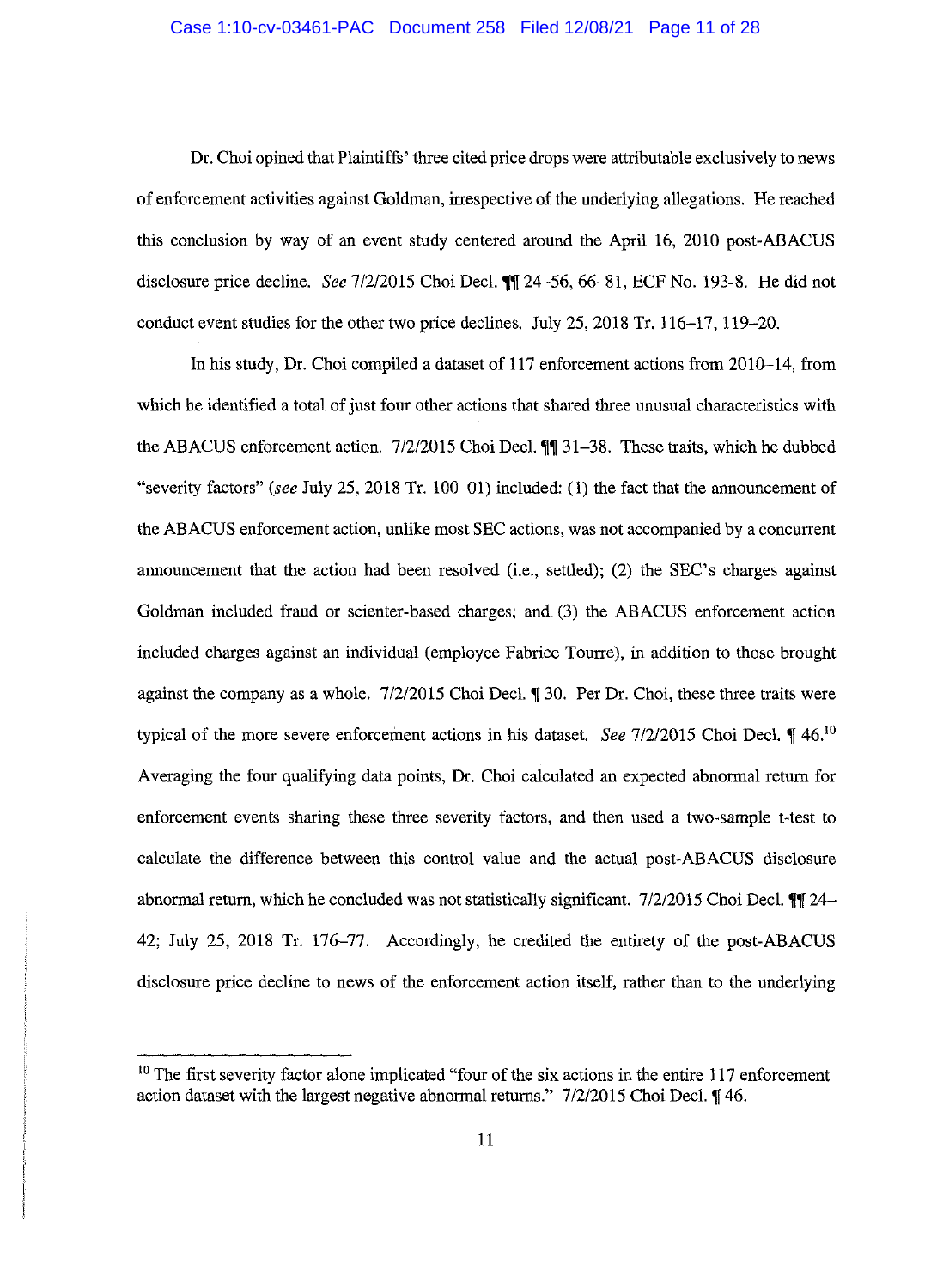Dr. Choi opined that Plaintiffs' three cited price drops were attributable exclusively to news of enforcement activities against Goldman, irrespective of the underlying allegations. He reached this conclusion by way of an event study centered around the April 16, 2010 post-ABACUS disclosure price decline. *See* 7/2/2015 Choi Decl. ¶¶ 24–56, 66–81, ECF No. 193-8. He did not conduct event studies for the other two price declines. July 25, 2018 Tr. 116–17, 119–20.

In his study, Dr. Choi compiled a dataset of 117 enforcement actions from 2010–14, from which he identified a total of just four other actions that shared three unusual characteristics with the ABACUS enforcement action. 7/2/2015 Choi Decl. ¶¶ 31–38. These traits, which he dubbed "severity factors" (*see* July 25, 2018 Tr. 100–01) included: (1) the fact that the announcement of the ABACUS enforcement action, unlike most SEC actions, was not accompanied by a concurrent announcement that the action had been resolved (i.e., settled); (2) the SEC's charges against Goldman included fraud or scienter-based charges; and (3) the ABACUS enforcement action included charges against an individual (employee Fabrice Tourre), in addition to those brought against the company as a whole. 7/2/2015 Choi Decl. ¶ 30. Per Dr. Choi, these three traits were typical of the more severe enforcement actions in his dataset. *See* 7/2/2015 Choi Decl. ¶ 46.[10] Averaging the four qualifying data points, Dr. Choi calculated an expected abnormal return for enforcement events sharing these three severity factors, and then used a two-sample t-test to calculate the difference between this control value and the actual post-ABACUS disclosure abnormal return, which he concluded was not statistically significant. 7/2/2015 Choi Decl. ¶¶ 24–42; July 25, 2018 Tr. 176–77. Accordingly, he credited the entirety of the post-ABACUS disclosure price decline to news of the enforcement action itself, rather than to the underlying

---

[10] The first severity factor alone implicated "four of the six actions in the entire 117 enforcement action dataset with the largest negative abnormal returns." 7/2/2015 Choi Decl. ¶ 46.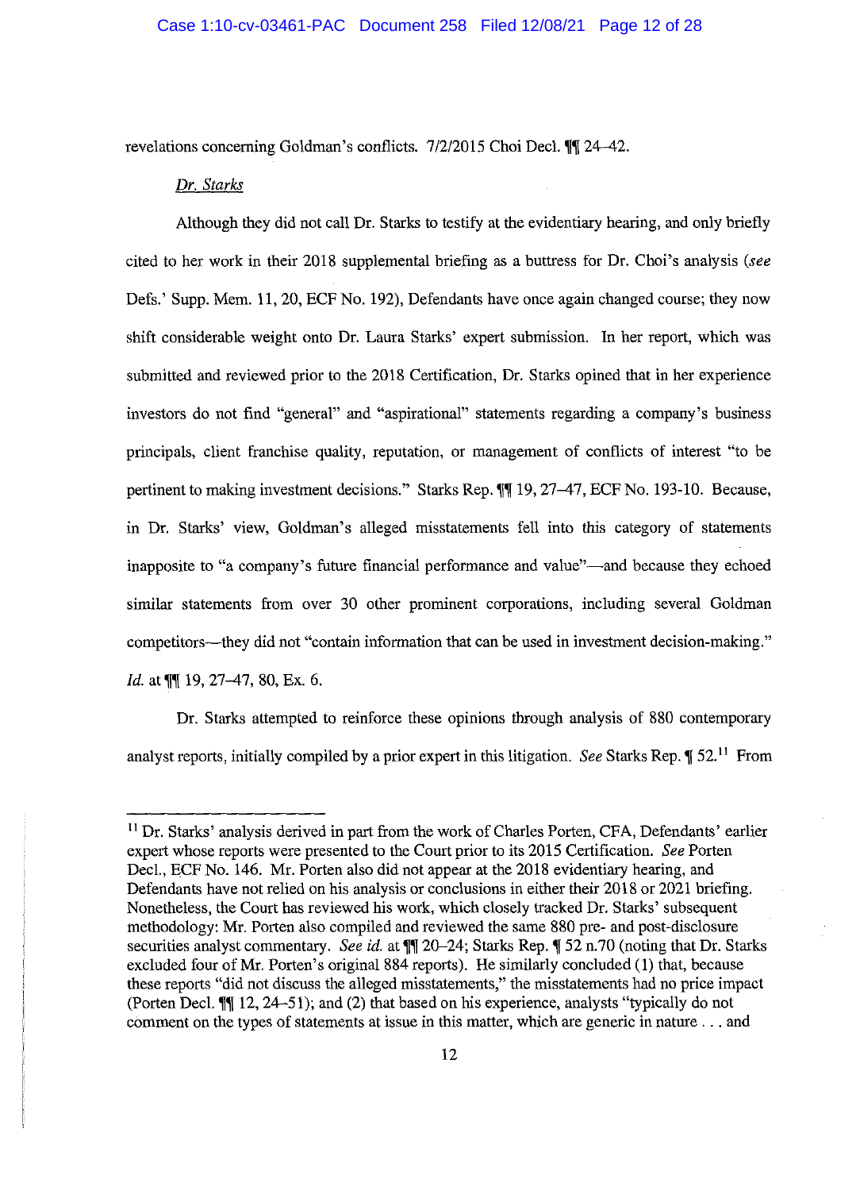revelations concerning Goldman's conflicts. 7/2/2015 Choi Decl. ¶¶ 24–42.

*Dr. Starks*

Although they did not call Dr. Starks to testify at the evidentiary hearing, and only briefly cited to her work in their 2018 supplemental briefing as a buttress for Dr. Choi's analysis (*see* Defs.' Supp. Mem. 11, 20, ECF No. 192), Defendants have once again changed course; they now shift considerable weight onto Dr. Laura Starks' expert submission. In her report, which was submitted and reviewed prior to the 2018 Certification, Dr. Starks opined that in her experience investors do not find "general" and "aspirational" statements regarding a company's business principals, client franchise quality, reputation, or management of conflicts of interest "to be pertinent to making investment decisions." Starks Rep. ¶¶ 19, 27–47, ECF No. 193-10. Because, in Dr. Starks' view, Goldman's alleged misstatements fell into this category of statements inapposite to "a company's future financial performance and value"—and because they echoed similar statements from over 30 other prominent corporations, including several Goldman competitors—they did not "contain information that can be used in investment decision-making." *Id.* at ¶¶ 19, 27–47, 80, Ex. 6.

Dr. Starks attempted to reinforce these opinions through analysis of 880 contemporary analyst reports, initially compiled by a prior expert in this litigation. *See* Starks Rep. ¶ 52.[11] From

---

[11] Dr. Starks' analysis derived in part from the work of Charles Porten, CFA, Defendants' earlier expert whose reports were presented to the Court prior to its 2015 Certification. *See* Porten Decl., ECF No. 146. Mr. Porten also did not appear at the 2018 evidentiary hearing, and Defendants have not relied on his analysis or conclusions in either their 2018 or 2021 briefing. Nonetheless, the Court has reviewed his work, which closely tracked Dr. Starks' subsequent methodology: Mr. Porten also compiled and reviewed the same 880 pre- and post-disclosure securities analyst commentary. *See id.* at ¶¶ 20–24; Starks Rep. ¶ 52 n.70 (noting that Dr. Starks excluded four of Mr. Porten's original 884 reports). He similarly concluded (1) that, because these reports "did not discuss the alleged misstatements," the misstatements had no price impact (Porten Decl. ¶¶ 12, 24–51); and (2) that based on his experience, analysts "typically do not comment on the types of statements at issue in this matter, which are generic in nature . . . and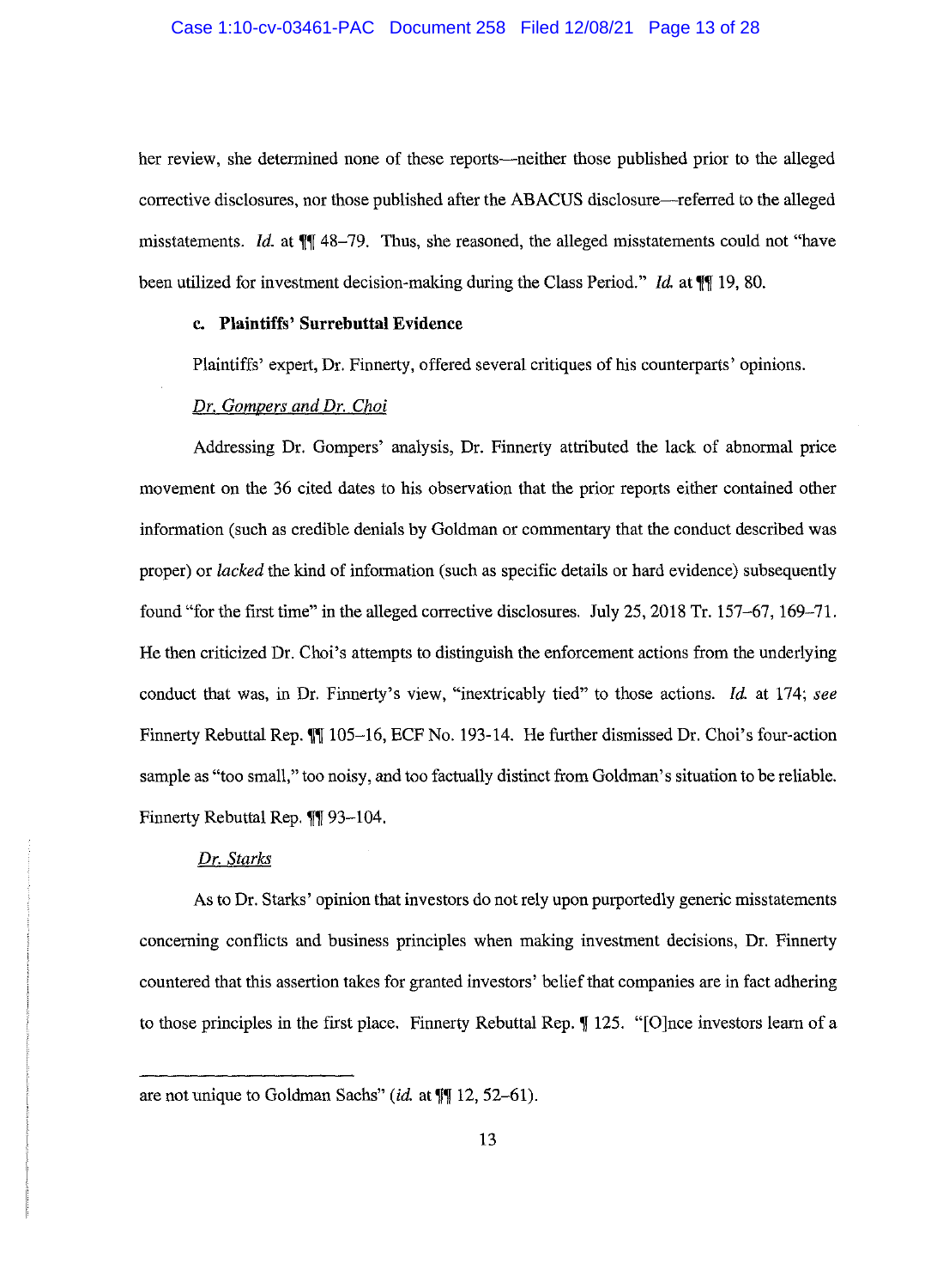her review, she determined none of these reports—neither those published prior to the alleged corrective disclosures, nor those published after the ABACUS disclosure—referred to the alleged misstatements. *Id.* at ¶¶ 48–79. Thus, she reasoned, the alleged misstatements could not "have been utilized for investment decision-making during the Class Period." *Id.* at ¶¶ 19, 80.

### c. Plaintiffs' Surrebuttal Evidence

Plaintiffs' expert, Dr. Finnerty, offered several critiques of his counterparts' opinions.

*Dr. Gompers and Dr. Choi*

Addressing Dr. Gompers' analysis, Dr. Finnerty attributed the lack of abnormal price movement on the 36 cited dates to his observation that the prior reports either contained other information (such as credible denials by Goldman or commentary that the conduct described was proper) or *lacked* the kind of information (such as specific details or hard evidence) subsequently found "for the first time" in the alleged corrective disclosures. July 25, 2018 Tr. 157–67, 169–71. He then criticized Dr. Choi's attempts to distinguish the enforcement actions from the underlying conduct that was, in Dr. Finnerty's view, "inextricably tied" to those actions. *Id.* at 174; *see* Finnerty Rebuttal Rep. ¶¶ 105–16, ECF No. 193-14. He further dismissed Dr. Choi's four-action sample as "too small," too noisy, and too factually distinct from Goldman's situation to be reliable. Finnerty Rebuttal Rep. ¶¶ 93–104.

*Dr. Starks*

As to Dr. Starks' opinion that investors do not rely upon purportedly generic misstatements concerning conflicts and business principles when making investment decisions, Dr. Finnerty countered that this assertion takes for granted investors' belief that companies are in fact adhering to those principles in the first place. Finnerty Rebuttal Rep. ¶ 125. "[O]nce investors learn of a

---

are not unique to Goldman Sachs" (*id.* at ¶¶ 12, 52–61).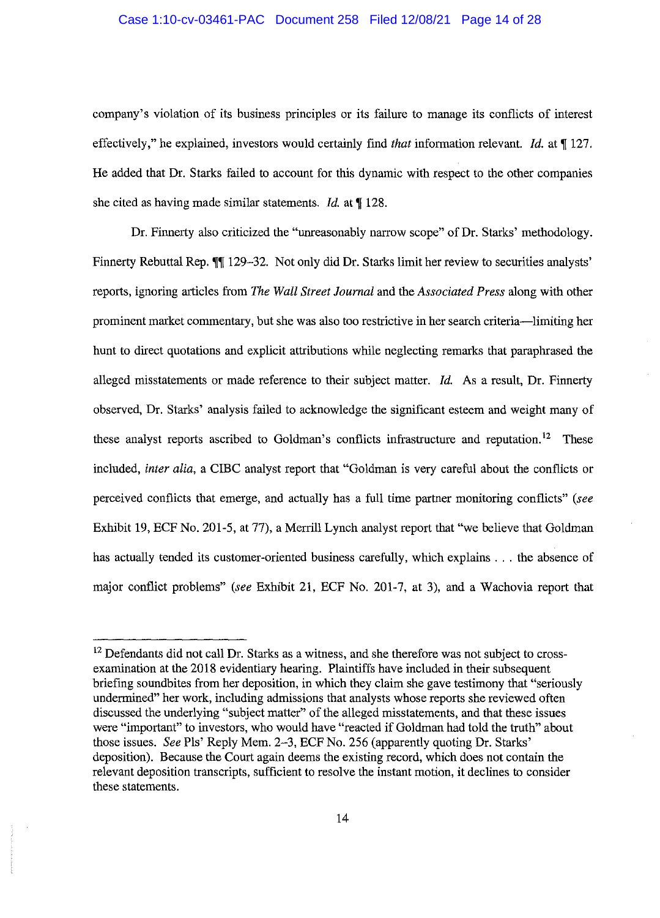company's violation of its business principles or its failure to manage its conflicts of interest effectively," he explained, investors would certainly find *that* information relevant. *Id.* at ¶ 127. He added that Dr. Starks failed to account for this dynamic with respect to the other companies she cited as having made similar statements. *Id.* at ¶ 128.

Dr. Finnerty also criticized the "unreasonably narrow scope" of Dr. Starks' methodology. Finnerty Rebuttal Rep. ¶¶ 129–32. Not only did Dr. Starks limit her review to securities analysts' reports, ignoring articles from *The Wall Street Journal* and the *Associated Press* along with other prominent market commentary, but she was also too restrictive in her search criteria—limiting her hunt to direct quotations and explicit attributions while neglecting remarks that paraphrased the alleged misstatements or made reference to their subject matter. *Id.* As a result, Dr. Finnerty observed, Dr. Starks' analysis failed to acknowledge the significant esteem and weight many of these analyst reports ascribed to Goldman's conflicts infrastructure and reputation.[12] These included, *inter alia*, a CIBC analyst report that "Goldman is very careful about the conflicts or perceived conflicts that emerge, and actually has a full time partner monitoring conflicts" (*see* Exhibit 19, ECF No. 201-5, at 77), a Merrill Lynch analyst report that "we believe that Goldman has actually tended its customer-oriented business carefully, which explains . . . the absence of major conflict problems" (*see* Exhibit 21, ECF No. 201-7, at 3), and a Wachovia report that

[12] Defendants did not call Dr. Starks as a witness, and she therefore was not subject to cross-examination at the 2018 evidentiary hearing. Plaintiffs have included in their subsequent briefing soundbites from her deposition, in which they claim she gave testimony that "seriously undermined" her work, including admissions that analysts whose reports she reviewed often discussed the underlying "subject matter" of the alleged misstatements, and that these issues were "important" to investors, who would have "reacted if Goldman had told the truth" about those issues. *See* Pls' Reply Mem. 2–3, ECF No. 256 (apparently quoting Dr. Starks' deposition). Because the Court again deems the existing record, which does not contain the relevant deposition transcripts, sufficient to resolve the instant motion, it declines to consider these statements.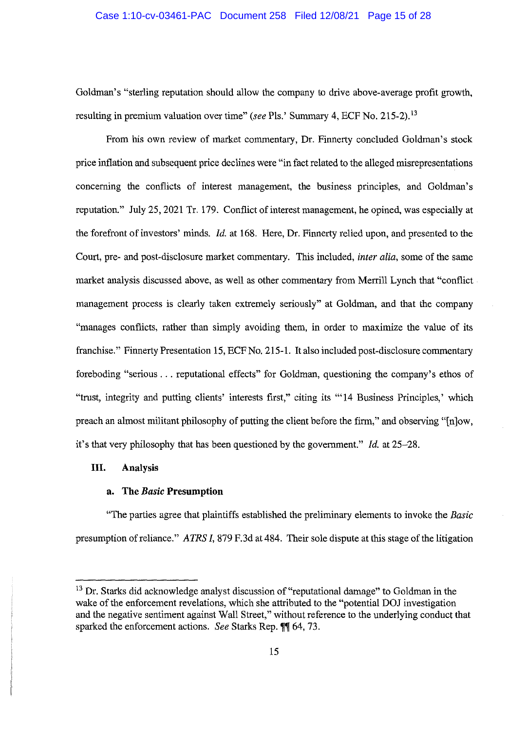Goldman's "sterling reputation should allow the company to drive above-average profit growth, resulting in premium valuation over time" (*see* Pls.' Summary 4, ECF No. 215-2).[13]

From his own review of market commentary, Dr. Finnerty concluded Goldman's stock price inflation and subsequent price declines were "in fact related to the alleged misrepresentations concerning the conflicts of interest management, the business principles, and Goldman's reputation." July 25, 2021 Tr. 179. Conflict of interest management, he opined, was especially at the forefront of investors' minds. *Id.* at 168. Here, Dr. Finnerty relied upon, and presented to the Court, pre- and post-disclosure market commentary. This included, *inter alia*, some of the same market analysis discussed above, as well as other commentary from Merrill Lynch that "conflict management process is clearly taken extremely seriously" at Goldman, and that the company "manages conflicts, rather than simply avoiding them, in order to maximize the value of its franchise." Finnerty Presentation 15, ECF No. 215-1. It also included post-disclosure commentary foreboding "serious . . . reputational effects" for Goldman, questioning the company's ethos of "trust, integrity and putting clients' interests first," citing its "'14 Business Principles,' which preach an almost militant philosophy of putting the client before the firm," and observing "[n]ow, it's that very philosophy that has been questioned by the government." *Id.* at 25–28.

## III. Analysis

### a. The *Basic* Presumption

"The parties agree that plaintiffs established the preliminary elements to invoke the *Basic* presumption of reliance." *ATRS I*, 879 F.3d at 484. Their sole dispute at this stage of the litigation

---

[13] Dr. Starks did acknowledge analyst discussion of "reputational damage" to Goldman in the wake of the enforcement revelations, which she attributed to the "potential DOJ investigation and the negative sentiment against Wall Street," without reference to the underlying conduct that sparked the enforcement actions. *See* Starks Rep. ¶¶ 64, 73.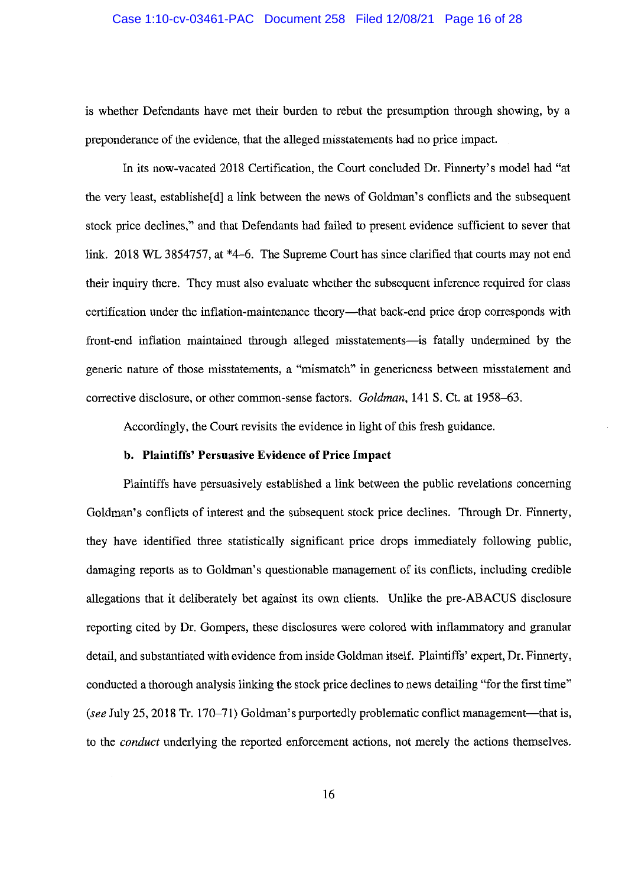is whether Defendants have met their burden to rebut the presumption through showing, by a preponderance of the evidence, that the alleged misstatements had no price impact.

In its now-vacated 2018 Certification, the Court concluded Dr. Finnerty's model had "at the very least, establishe[d] a link between the news of Goldman's conflicts and the subsequent stock price declines," and that Defendants had failed to present evidence sufficient to sever that link. 2018 WL 3854757, at *4–6. The Supreme Court has since clarified that courts may not end their inquiry there. They must also evaluate whether the subsequent inference required for class certification under the inflation-maintenance theory—that back-end price drop corresponds with front-end inflation maintained through alleged misstatements—is fatally undermined by the generic nature of those misstatements, a "mismatch" in genericness between misstatement and corrective disclosure, or other common-sense factors. *Goldman*, 141 S. Ct. at 1958–63.

Accordingly, the Court revisits the evidence in light of this fresh guidance.

**b. Plaintiffs' Persuasive Evidence of Price Impact**

Plaintiffs have persuasively established a link between the public revelations concerning Goldman's conflicts of interest and the subsequent stock price declines. Through Dr. Finnerty, they have identified three statistically significant price drops immediately following public, damaging reports as to Goldman's questionable management of its conflicts, including credible allegations that it deliberately bet against its own clients. Unlike the pre-ABACUS disclosure reporting cited by Dr. Gompers, these disclosures were colored with inflammatory and granular detail, and substantiated with evidence from inside Goldman itself. Plaintiffs' expert, Dr. Finnerty, conducted a thorough analysis linking the stock price declines to news detailing "for the first time" (*see* July 25, 2018 Tr. 170–71) Goldman's purportedly problematic conflict management—that is, to the *conduct* underlying the reported enforcement actions, not merely the actions themselves.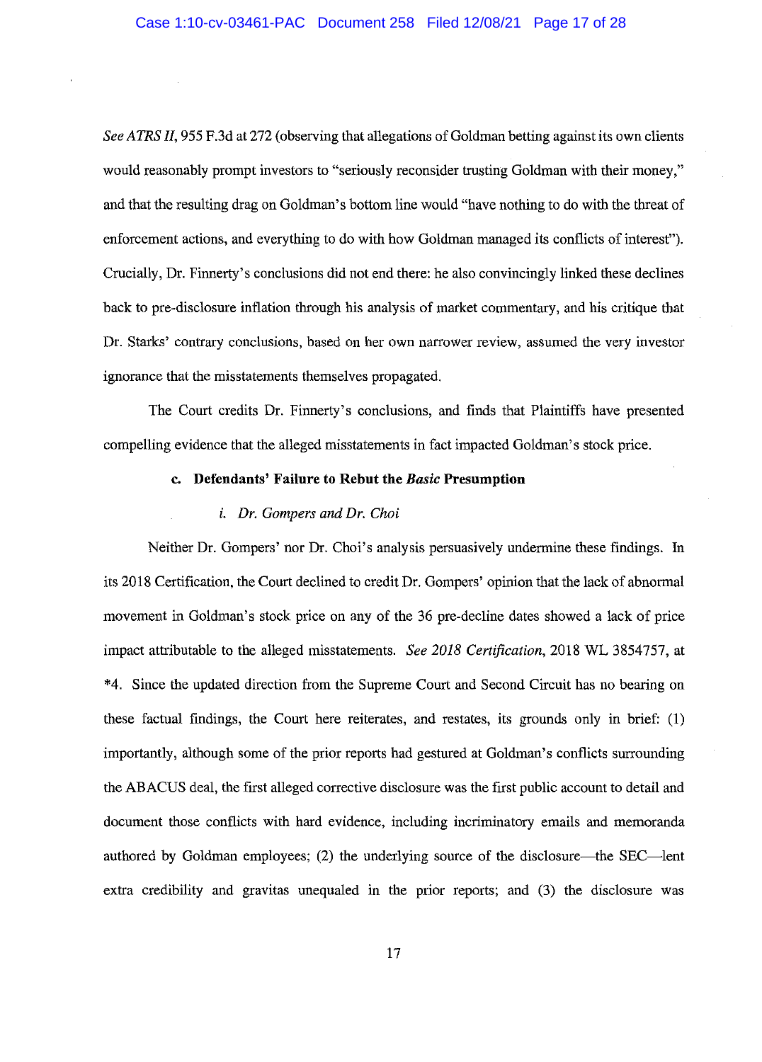*See ATRS II*, 955 F.3d at 272 (observing that allegations of Goldman betting against its own clients would reasonably prompt investors to "seriously reconsider trusting Goldman with their money," and that the resulting drag on Goldman's bottom line would "have nothing to do with the threat of enforcement actions, and everything to do with how Goldman managed its conflicts of interest"). Crucially, Dr. Finnerty's conclusions did not end there: he also convincingly linked these declines back to pre-disclosure inflation through his analysis of market commentary, and his critique that Dr. Starks' contrary conclusions, based on her own narrower review, assumed the very investor ignorance that the misstatements themselves propagated.

The Court credits Dr. Finnerty's conclusions, and finds that Plaintiffs have presented compelling evidence that the alleged misstatements in fact impacted Goldman's stock price.

### c. Defendants' Failure to Rebut the *Basic* Presumption

#### *i. Dr. Gompers and Dr. Choi*

Neither Dr. Gompers' nor Dr. Choi's analysis persuasively undermine these findings. In its 2018 Certification, the Court declined to credit Dr. Gompers' opinion that the lack of abnormal movement in Goldman's stock price on any of the 36 pre-decline dates showed a lack of price impact attributable to the alleged misstatements. *See 2018 Certification*, 2018 WL 3854757, at *4. Since the updated direction from the Supreme Court and Second Circuit has no bearing on these factual findings, the Court here reiterates, and restates, its grounds only in brief: (1) importantly, although some of the prior reports had gestured at Goldman's conflicts surrounding the ABACUS deal, the first alleged corrective disclosure was the first public account to detail and document those conflicts with hard evidence, including incriminatory emails and memoranda authored by Goldman employees; (2) the underlying source of the disclosure—the SEC—lent extra credibility and gravitas unequaled in the prior reports; and (3) the disclosure was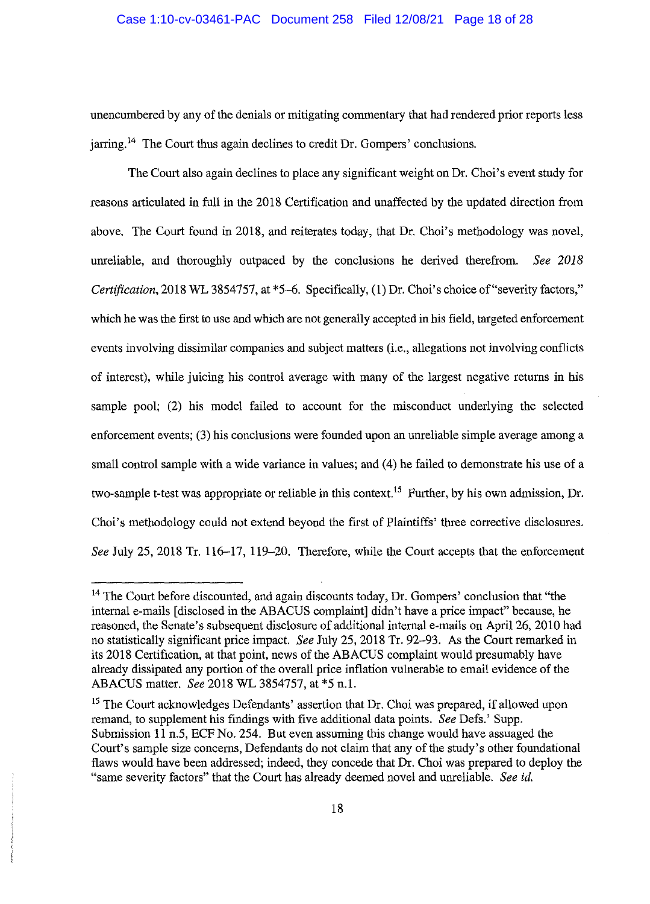unencumbered by any of the denials or mitigating commentary that had rendered prior reports less jarring.[14] The Court thus again declines to credit Dr. Gompers' conclusions.

The Court also again declines to place any significant weight on Dr. Choi's event study for reasons articulated in full in the 2018 Certification and unaffected by the updated direction from above. The Court found in 2018, and reiterates today, that Dr. Choi's methodology was novel, unreliable, and thoroughly outpaced by the conclusions he derived therefrom. *See 2018 Certification*, 2018 WL 3854757, at *5–6. Specifically, (1) Dr. Choi's choice of "severity factors," which he was the first to use and which are not generally accepted in his field, targeted enforcement events involving dissimilar companies and subject matters (i.e., allegations not involving conflicts of interest), while juicing his control average with many of the largest negative returns in his sample pool; (2) his model failed to account for the misconduct underlying the selected enforcement events; (3) his conclusions were founded upon an unreliable simple average among a small control sample with a wide variance in values; and (4) he failed to demonstrate his use of a two-sample t-test was appropriate or reliable in this context.[15] Further, by his own admission, Dr. Choi's methodology could not extend beyond the first of Plaintiffs' three corrective disclosures. *See* July 25, 2018 Tr. 116–17, 119–20. Therefore, while the Court accepts that the enforcement

---

[14] The Court before discounted, and again discounts today, Dr. Gompers' conclusion that "the internal e-mails [disclosed in the ABACUS complaint] didn't have a price impact" because, he reasoned, the Senate's subsequent disclosure of additional internal e-mails on April 26, 2010 had no statistically significant price impact. *See* July 25, 2018 Tr. 92–93. As the Court remarked in its 2018 Certification, at that point, news of the ABACUS complaint would presumably have already dissipated any portion of the overall price inflation vulnerable to email evidence of the ABACUS matter. *See* 2018 WL 3854757, at *5 n.1.

[15] The Court acknowledges Defendants' assertion that Dr. Choi was prepared, if allowed upon remand, to supplement his findings with five additional data points. *See* Defs.' Supp. Submission 11 n.5, ECF No. 254. But even assuming this change would have assuaged the Court's sample size concerns, Defendants do not claim that any of the study's other foundational flaws would have been addressed; indeed, they concede that Dr. Choi was prepared to deploy the "same severity factors" that the Court has already deemed novel and unreliable. *See id.*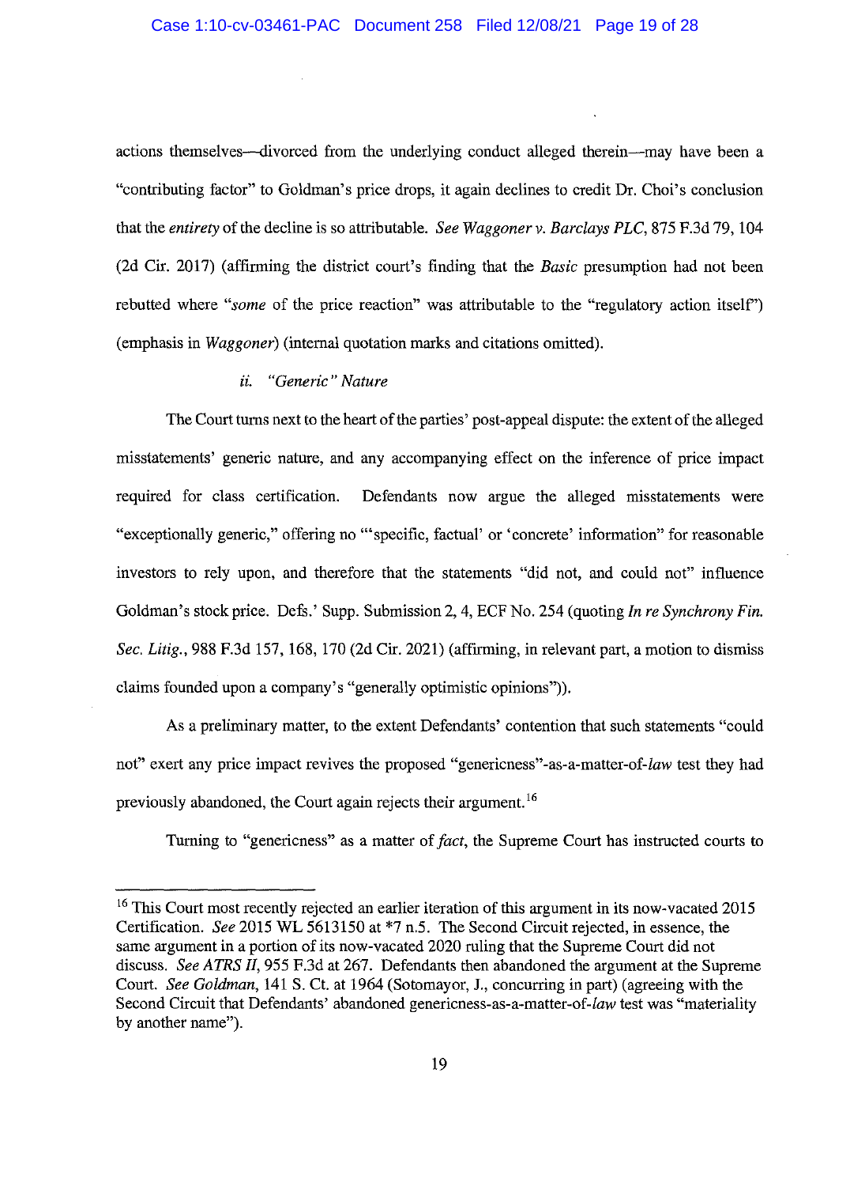actions themselves—divorced from the underlying conduct alleged therein—may have been a "contributing factor" to Goldman's price drops, it again declines to credit Dr. Choi's conclusion that the *entirety* of the decline is so attributable. *See Waggoner v. Barclays PLC*, 875 F.3d 79, 104 (2d Cir. 2017) (affirming the district court's finding that the *Basic* presumption had not been rebutted where "*some* of the price reaction" was attributable to the "regulatory action itself") (emphasis in *Waggoner*) (internal quotation marks and citations omitted).

*ii. "Generic" Nature*

The Court turns next to the heart of the parties' post-appeal dispute: the extent of the alleged misstatements' generic nature, and any accompanying effect on the inference of price impact required for class certification. Defendants now argue the alleged misstatements were "exceptionally generic," offering no "'specific, factual' or 'concrete' information" for reasonable investors to rely upon, and therefore that the statements "did not, and could not" influence Goldman's stock price. Defs.' Supp. Submission 2, 4, ECF No. 254 (quoting *In re Synchrony Fin. Sec. Litig.*, 988 F.3d 157, 168, 170 (2d Cir. 2021) (affirming, in relevant part, a motion to dismiss claims founded upon a company's "generally optimistic opinions")).

As a preliminary matter, to the extent Defendants' contention that such statements "could not" exert any price impact revives the proposed "genericness"-as-a-matter-of-*law* test they had previously abandoned, the Court again rejects their argument.[16]

Turning to "genericness" as a matter of *fact*, the Supreme Court has instructed courts to

[16] This Court most recently rejected an earlier iteration of this argument in its now-vacated 2015 Certification. *See* 2015 WL 5613150 at *7 n.5. The Second Circuit rejected, in essence, the same argument in a portion of its now-vacated 2020 ruling that the Supreme Court did not discuss. *See ATRS II*, 955 F.3d at 267. Defendants then abandoned the argument at the Supreme Court. *See Goldman*, 141 S. Ct. at 1964 (Sotomayor, J., concurring in part) (agreeing with the Second Circuit that Defendants' abandoned genericness-as-a-matter-of-*law* test was "materiality by another name").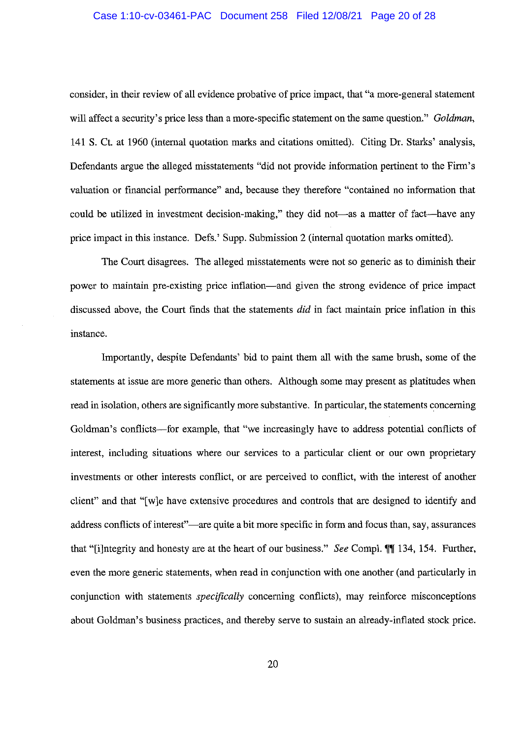consider, in their review of all evidence probative of price impact, that "a more-general statement will affect a security's price less than a more-specific statement on the same question." *Goldman*, 141 S. Ct. at 1960 (internal quotation marks and citations omitted). Citing Dr. Starks' analysis, Defendants argue the alleged misstatements "did not provide information pertinent to the Firm's valuation or financial performance" and, because they therefore "contained no information that could be utilized in investment decision-making," they did not—as a matter of fact—have any price impact in this instance. Defs.' Supp. Submission 2 (internal quotation marks omitted).

The Court disagrees. The alleged misstatements were not so generic as to diminish their power to maintain pre-existing price inflation—and given the strong evidence of price impact discussed above, the Court finds that the statements *did* in fact maintain price inflation in this instance.

Importantly, despite Defendants' bid to paint them all with the same brush, some of the statements at issue are more generic than others. Although some may present as platitudes when read in isolation, others are significantly more substantive. In particular, the statements concerning Goldman's conflicts—for example, that "we increasingly have to address potential conflicts of interest, including situations where our services to a particular client or our own proprietary investments or other interests conflict, or are perceived to conflict, with the interest of another client" and that "[w]e have extensive procedures and controls that are designed to identify and address conflicts of interest"—are quite a bit more specific in form and focus than, say, assurances that "[i]ntegrity and honesty are at the heart of our business." *See* Compl. ¶¶ 134, 154. Further, even the more generic statements, when read in conjunction with one another (and particularly in conjunction with statements *specifically* concerning conflicts), may reinforce misconceptions about Goldman's business practices, and thereby serve to sustain an already-inflated stock price.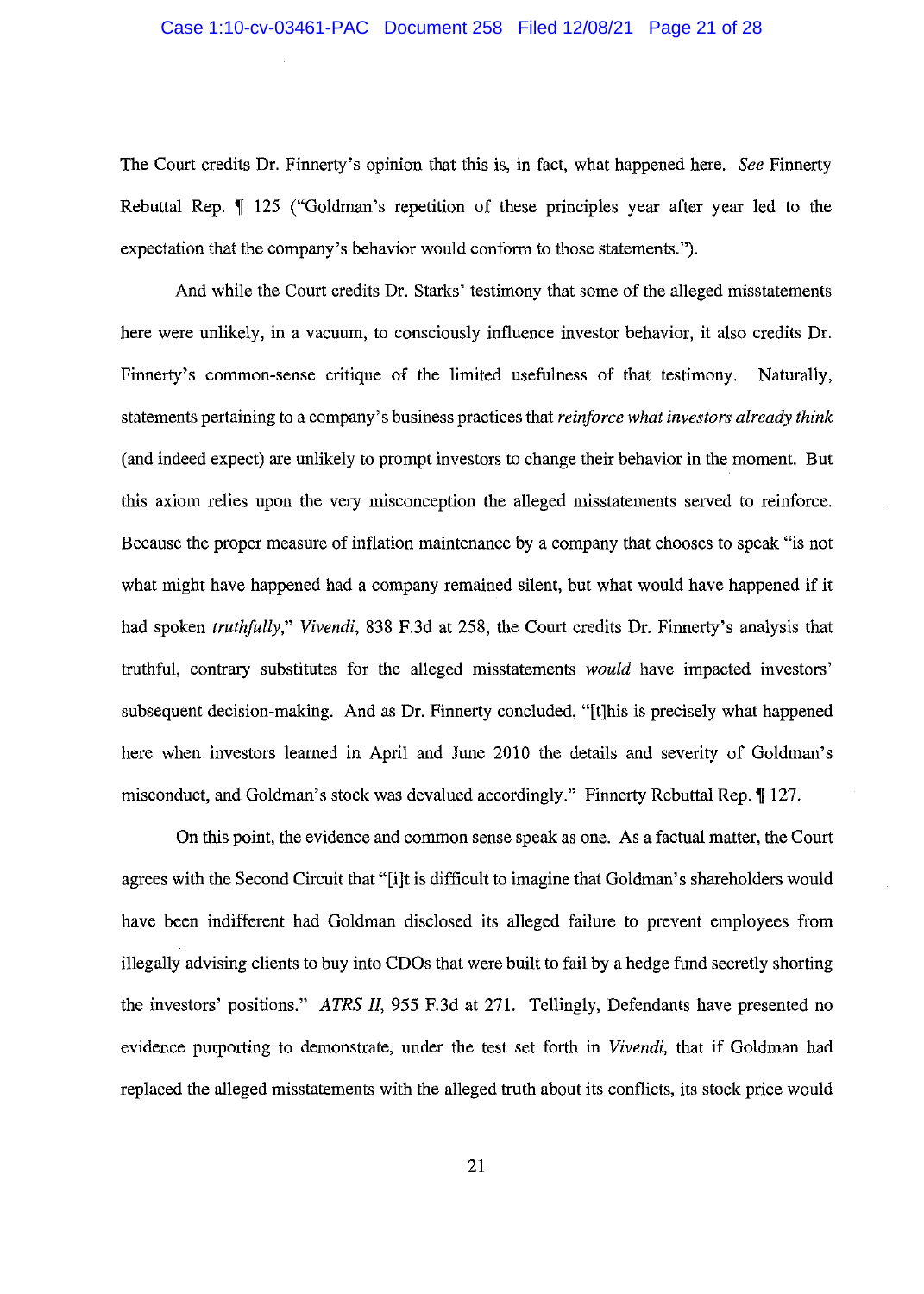The Court credits Dr. Finnerty's opinion that this is, in fact, what happened here. *See* Finnerty Rebuttal Rep. ¶ 125 ("Goldman's repetition of these principles year after year led to the expectation that the company's behavior would conform to those statements.").

And while the Court credits Dr. Starks' testimony that some of the alleged misstatements here were unlikely, in a vacuum, to consciously influence investor behavior, it also credits Dr. Finnerty's common-sense critique of the limited usefulness of that testimony. Naturally, statements pertaining to a company's business practices that *reinforce what investors already think* (and indeed expect) are unlikely to prompt investors to change their behavior in the moment. But this axiom relies upon the very misconception the alleged misstatements served to reinforce. Because the proper measure of inflation maintenance by a company that chooses to speak "is not what might have happened had a company remained silent, but what would have happened if it had spoken *truthfully*," *Vivendi*, 838 F.3d at 258, the Court credits Dr. Finnerty's analysis that truthful, contrary substitutes for the alleged misstatements *would* have impacted investors' subsequent decision-making. And as Dr. Finnerty concluded, "[t]his is precisely what happened here when investors learned in April and June 2010 the details and severity of Goldman's misconduct, and Goldman's stock was devalued accordingly." Finnerty Rebuttal Rep. ¶ 127.

On this point, the evidence and common sense speak as one. As a factual matter, the Court agrees with the Second Circuit that "[i]t is difficult to imagine that Goldman's shareholders would have been indifferent had Goldman disclosed its alleged failure to prevent employees from illegally advising clients to buy into CDOs that were built to fail by a hedge fund secretly shorting the investors' positions." *ATRS II*, 955 F.3d at 271. Tellingly, Defendants have presented no evidence purporting to demonstrate, under the test set forth in *Vivendi*, that if Goldman had replaced the alleged misstatements with the alleged truth about its conflicts, its stock price would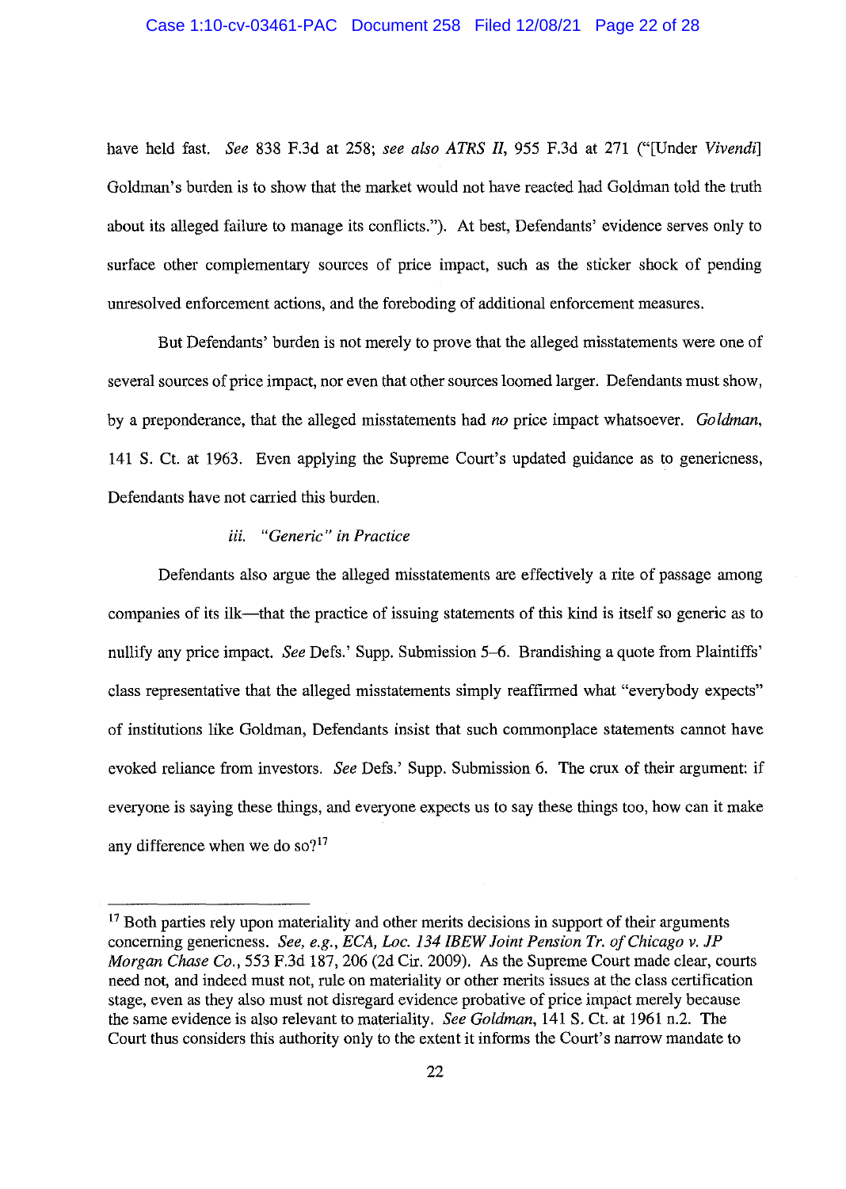have held fast. *See* 838 F.3d at 258; *see also ATRS II*, 955 F.3d at 271 ("[Under *Vivendi*] Goldman's burden is to show that the market would not have reacted had Goldman told the truth about its alleged failure to manage its conflicts."). At best, Defendants' evidence serves only to surface other complementary sources of price impact, such as the sticker shock of pending unresolved enforcement actions, and the foreboding of additional enforcement measures.

But Defendants' burden is not merely to prove that the alleged misstatements were one of several sources of price impact, nor even that other sources loomed larger. Defendants must show, by a preponderance, that the alleged misstatements had *no* price impact whatsoever. *Goldman*, 141 S. Ct. at 1963. Even applying the Supreme Court's updated guidance as to genericness, Defendants have not carried this burden.

*iii. "Generic" in Practice*

Defendants also argue the alleged misstatements are effectively a rite of passage among companies of its ilk—that the practice of issuing statements of this kind is itself so generic as to nullify any price impact. *See* Defs.' Supp. Submission 5–6. Brandishing a quote from Plaintiffs' class representative that the alleged misstatements simply reaffirmed what "everybody expects" of institutions like Goldman, Defendants insist that such commonplace statements cannot have evoked reliance from investors. *See* Defs.' Supp. Submission 6. The crux of their argument: if everyone is saying these things, and everyone expects us to say these things too, how can it make any difference when we do so?[17]

---

[17] Both parties rely upon materiality and other merits decisions in support of their arguments concerning genericness. *See, e.g., ECA, Loc. 134 IBEW Joint Pension Tr. of Chicago v. JP Morgan Chase Co.*, 553 F.3d 187, 206 (2d Cir. 2009). As the Supreme Court made clear, courts need not, and indeed must not, rule on materiality or other merits issues at the class certification stage, even as they also must not disregard evidence probative of price impact merely because the same evidence is also relevant to materiality. *See Goldman*, 141 S. Ct. at 1961 n.2. The Court thus considers this authority only to the extent it informs the Court's narrow mandate to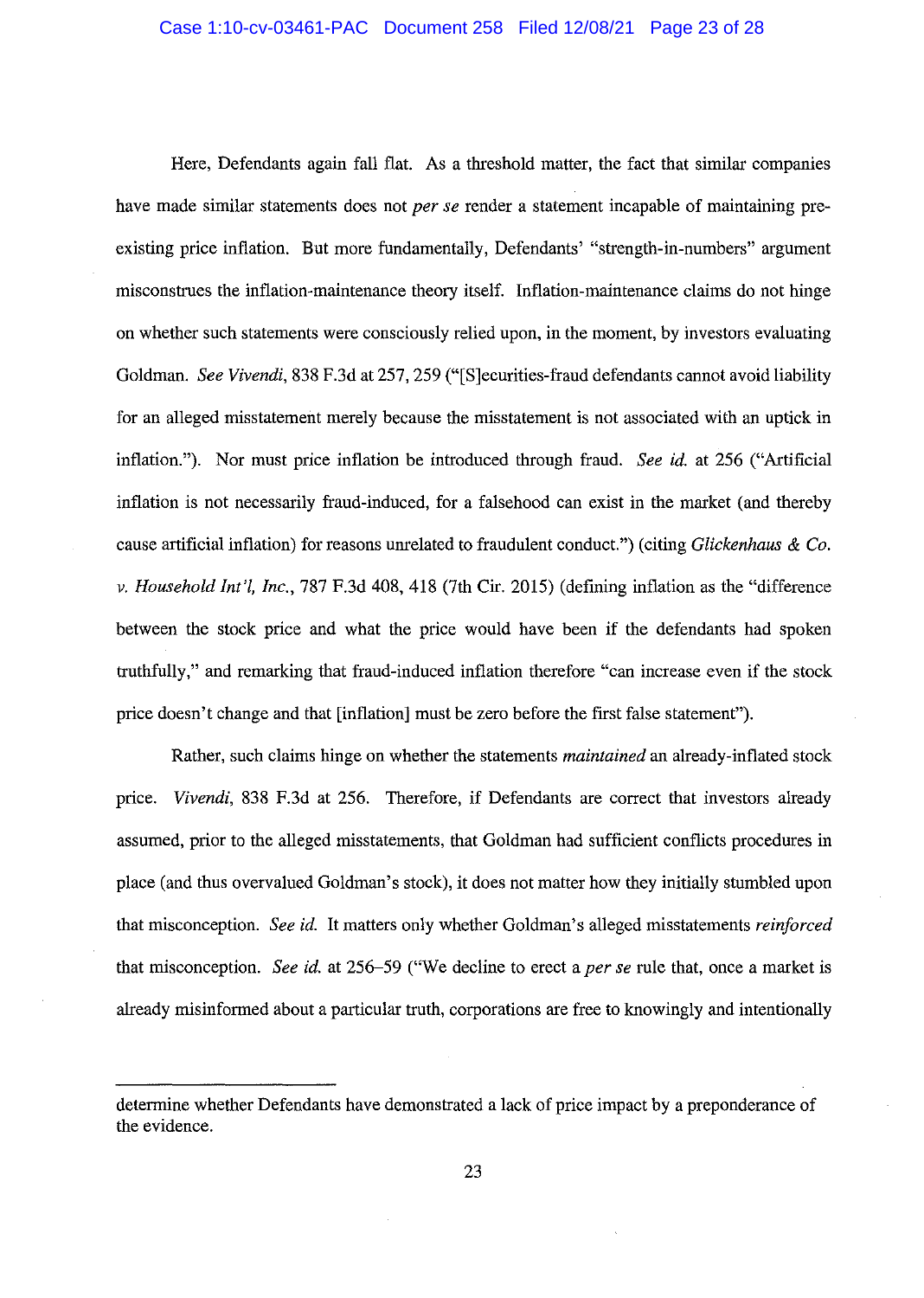Here, Defendants again fall flat. As a threshold matter, the fact that similar companies have made similar statements does not *per se* render a statement incapable of maintaining pre-existing price inflation. But more fundamentally, Defendants' "strength-in-numbers" argument misconstrues the inflation-maintenance theory itself. Inflation-maintenance claims do not hinge on whether such statements were consciously relied upon, in the moment, by investors evaluating Goldman. *See Vivendi*, 838 F.3d at 257, 259 ("[S]ecurities-fraud defendants cannot avoid liability for an alleged misstatement merely because the misstatement is not associated with an uptick in inflation."). Nor must price inflation be introduced through fraud. *See id.* at 256 ("Artificial inflation is not necessarily fraud-induced, for a falsehood can exist in the market (and thereby cause artificial inflation) for reasons unrelated to fraudulent conduct.") (citing *Glickenhaus & Co. v. Household Int'l, Inc.*, 787 F.3d 408, 418 (7th Cir. 2015) (defining inflation as the "difference between the stock price and what the price would have been if the defendants had spoken truthfully," and remarking that fraud-induced inflation therefore "can increase even if the stock price doesn't change and that [inflation] must be zero before the first false statement").

Rather, such claims hinge on whether the statements *maintained* an already-inflated stock price. *Vivendi*, 838 F.3d at 256. Therefore, if Defendants are correct that investors already assumed, prior to the alleged misstatements, that Goldman had sufficient conflicts procedures in place (and thus overvalued Goldman's stock), it does not matter how they initially stumbled upon that misconception. *See id.* It matters only whether Goldman's alleged misstatements *reinforced* that misconception. *See id.* at 256–59 ("We decline to erect a *per se* rule that, once a market is already misinformed about a particular truth, corporations are free to knowingly and intentionally

---

determine whether Defendants have demonstrated a lack of price impact by a preponderance of the evidence.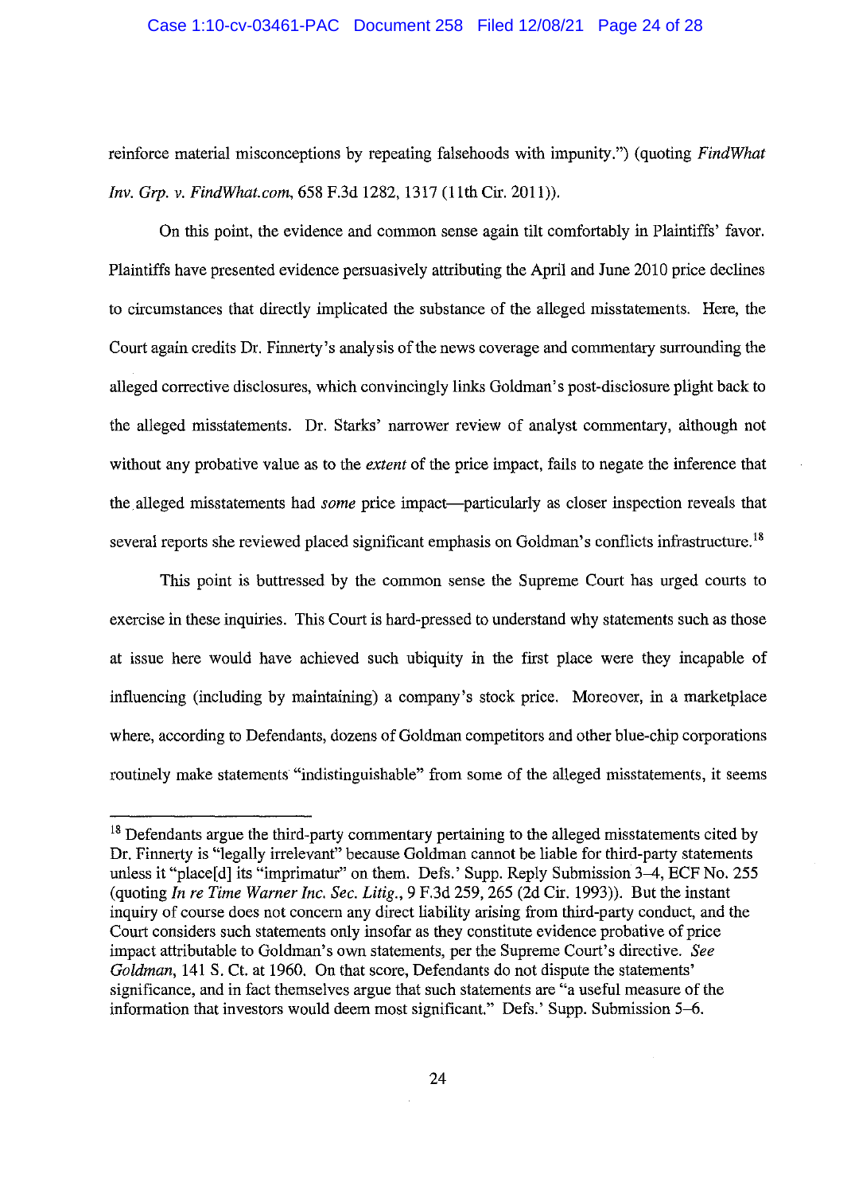reinforce material misconceptions by repeating falsehoods with impunity.") (quoting *FindWhat Inv. Grp. v. FindWhat.com*, 658 F.3d 1282, 1317 (11th Cir. 2011)).

On this point, the evidence and common sense again tilt comfortably in Plaintiffs' favor. Plaintiffs have presented evidence persuasively attributing the April and June 2010 price declines to circumstances that directly implicated the substance of the alleged misstatements. Here, the Court again credits Dr. Finnerty's analysis of the news coverage and commentary surrounding the alleged corrective disclosures, which convincingly links Goldman's post-disclosure plight back to the alleged misstatements. Dr. Starks' narrower review of analyst commentary, although not without any probative value as to the *extent* of the price impact, fails to negate the inference that the alleged misstatements had *some* price impact—particularly as closer inspection reveals that several reports she reviewed placed significant emphasis on Goldman's conflicts infrastructure.[18]

This point is buttressed by the common sense the Supreme Court has urged courts to exercise in these inquiries. This Court is hard-pressed to understand why statements such as those at issue here would have achieved such ubiquity in the first place were they incapable of influencing (including by maintaining) a company's stock price. Moreover, in a marketplace where, according to Defendants, dozens of Goldman competitors and other blue-chip corporations routinely make statements "indistinguishable" from some of the alleged misstatements, it seems

---

[18] Defendants argue the third-party commentary pertaining to the alleged misstatements cited by Dr. Finnerty is "legally irrelevant" because Goldman cannot be liable for third-party statements unless it "place[d] its "imprimatur" on them. Defs.' Supp. Reply Submission 3–4, ECF No. 255 (quoting *In re Time Warner Inc. Sec. Litig.*, 9 F.3d 259, 265 (2d Cir. 1993)). But the instant inquiry of course does not concern any direct liability arising from third-party conduct, and the Court considers such statements only insofar as they constitute evidence probative of price impact attributable to Goldman's own statements, per the Supreme Court's directive. *See Goldman*, 141 S. Ct. at 1960. On that score, Defendants do not dispute the statements' significance, and in fact themselves argue that such statements are "a useful measure of the information that investors would deem most significant." Defs.' Supp. Submission 5–6.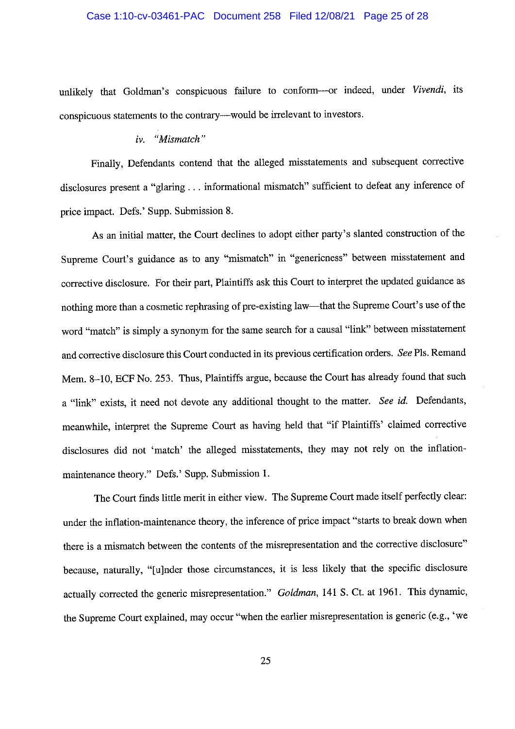unlikely that Goldman's conspicuous failure to conform—or indeed, under *Vivendi*, its conspicuous statements to the contrary—would be irrelevant to investors.

#### *iv. "Mismatch"*

Finally, Defendants contend that the alleged misstatements and subsequent corrective disclosures present a "glaring . . . informational mismatch" sufficient to defeat any inference of price impact. Defs.' Supp. Submission 8.

As an initial matter, the Court declines to adopt either party's slanted construction of the Supreme Court's guidance as to any "mismatch" in "genericness" between misstatement and corrective disclosure. For their part, Plaintiffs ask this Court to interpret the updated guidance as nothing more than a cosmetic rephrasing of pre-existing law—that the Supreme Court's use of the word "match" is simply a synonym for the same search for a causal "link" between misstatement and corrective disclosure this Court conducted in its previous certification orders. *See* Pls. Remand Mem. 8–10, ECF No. 253. Thus, Plaintiffs argue, because the Court has already found that such a "link" exists, it need not devote any additional thought to the matter. *See id.* Defendants, meanwhile, interpret the Supreme Court as having held that "if Plaintiffs' claimed corrective disclosures did not 'match' the alleged misstatements, they may not rely on the inflation-maintenance theory." Defs.' Supp. Submission 1.

The Court finds little merit in either view. The Supreme Court made itself perfectly clear: under the inflation-maintenance theory, the inference of price impact "starts to break down when there is a mismatch between the contents of the misrepresentation and the corrective disclosure" because, naturally, "[u]nder those circumstances, it is less likely that the specific disclosure actually corrected the generic misrepresentation." *Goldman*, 141 S. Ct. at 1961. This dynamic, the Supreme Court explained, may occur "when the earlier misrepresentation is generic (e.g., 'we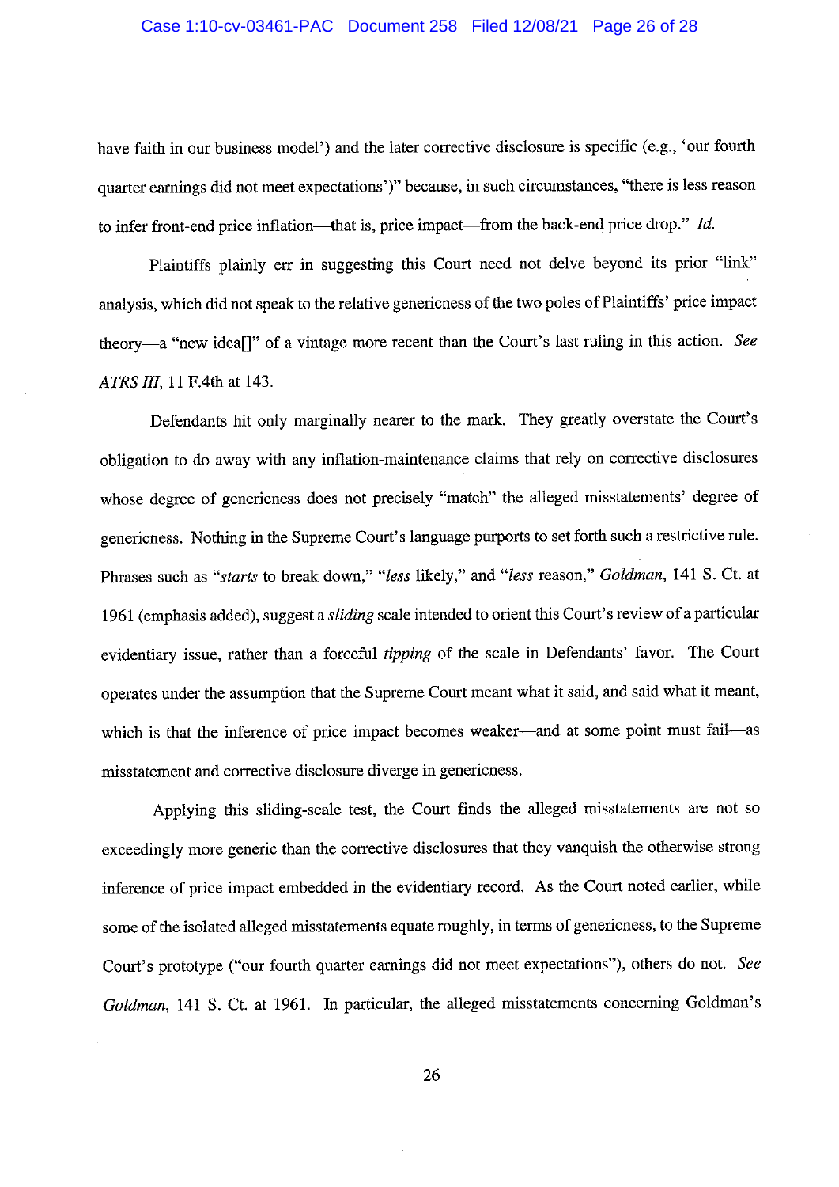have faith in our business model') and the later corrective disclosure is specific (e.g., 'our fourth quarter earnings did not meet expectations')" because, in such circumstances, "there is less reason to infer front-end price inflation—that is, price impact—from the back-end price drop." *Id.*

Plaintiffs plainly err in suggesting this Court need not delve beyond its prior "link" analysis, which did not speak to the relative genericness of the two poles of Plaintiffs' price impact theory—a "new idea[]" of a vintage more recent than the Court's last ruling in this action. *See ATRS III*, 11 F.4th at 143.

Defendants hit only marginally nearer to the mark. They greatly overstate the Court's obligation to do away with any inflation-maintenance claims that rely on corrective disclosures whose degree of genericness does not precisely "match" the alleged misstatements' degree of genericness. Nothing in the Supreme Court's language purports to set forth such a restrictive rule. Phrases such as "*starts* to break down," "*less* likely," and "*less* reason," *Goldman*, 141 S. Ct. at 1961 (emphasis added), suggest a *sliding* scale intended to orient this Court's review of a particular evidentiary issue, rather than a forceful *tipping* of the scale in Defendants' favor. The Court operates under the assumption that the Supreme Court meant what it said, and said what it meant, which is that the inference of price impact becomes weaker—and at some point must fail—as misstatement and corrective disclosure diverge in genericness.

Applying this sliding-scale test, the Court finds the alleged misstatements are not so exceedingly more generic than the corrective disclosures that they vanquish the otherwise strong inference of price impact embedded in the evidentiary record. As the Court noted earlier, while some of the isolated alleged misstatements equate roughly, in terms of genericness, to the Supreme Court's prototype ("our fourth quarter earnings did not meet expectations"), others do not. *See Goldman*, 141 S. Ct. at 1961. In particular, the alleged misstatements concerning Goldman's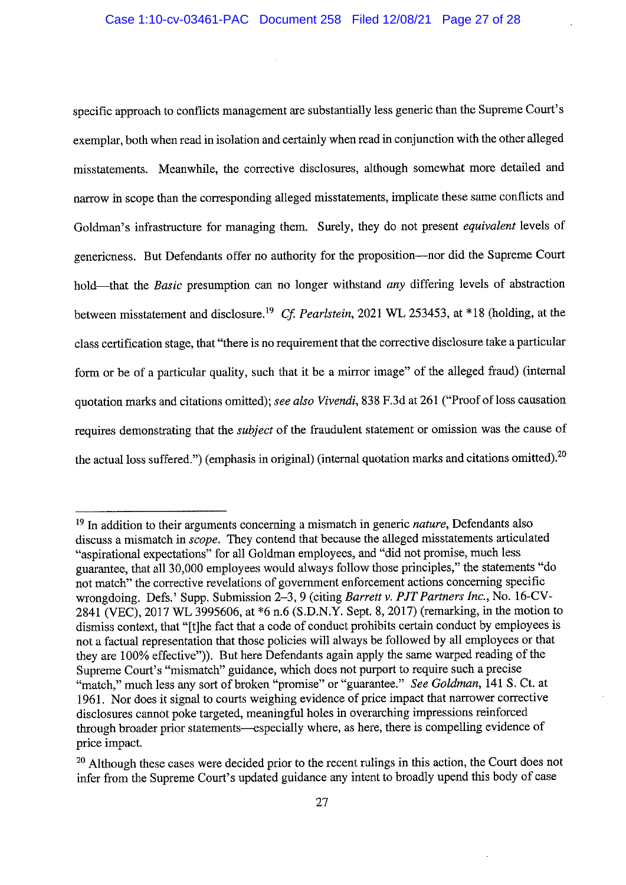specific approach to conflicts management are substantially less generic than the Supreme Court's exemplar, both when read in isolation and certainly when read in conjunction with the other alleged misstatements. Meanwhile, the corrective disclosures, although somewhat more detailed and narrow in scope than the corresponding alleged misstatements, implicate these same conflicts and Goldman's infrastructure for managing them. Surely, they do not present *equivalent* levels of genericness. But Defendants offer no authority for the proposition—nor did the Supreme Court hold—that the *Basic* presumption can no longer withstand *any* differing levels of abstraction between misstatement and disclosure.[19] *Cf. Pearlstein*, 2021 WL 253453, at *18 (holding, at the class certification stage, that "there is no requirement that the corrective disclosure take a particular form or be of a particular quality, such that it be a mirror image" of the alleged fraud) (internal quotation marks and citations omitted); *see also Vivendi*, 838 F.3d at 261 ("Proof of loss causation requires demonstrating that the *subject* of the fraudulent statement or omission was the cause of the actual loss suffered.") (emphasis in original) (internal quotation marks and citations omitted).[20]

---

[19] In addition to their arguments concerning a mismatch in generic *nature*, Defendants also discuss a mismatch in *scope*. They contend that because the alleged misstatements articulated "aspirational expectations" for all Goldman employees, and "did not promise, much less guarantee, that all 30,000 employees would always follow those principles," the statements "do not match" the corrective revelations of government enforcement actions concerning specific wrongdoing. Defs.' Supp. Submission 2–3, 9 (citing *Barrett v. PJT Partners Inc.*, No. 16-CV-2841 (VEC), 2017 WL 3995606, at *6 n.6 (S.D.N.Y. Sept. 8, 2017) (remarking, in the motion to dismiss context, that "[t]he fact that a code of conduct prohibits certain conduct by employees is not a factual representation that those policies will always be followed by all employees or that they are 100% effective")). But here Defendants again apply the same warped reading of the Supreme Court's "mismatch" guidance, which does not purport to require such a precise "match," much less any sort of broken "promise" or "guarantee." *See Goldman*, 141 S. Ct. at 1961. Nor does it signal to courts weighing evidence of price impact that narrower corrective disclosures cannot poke targeted, meaningful holes in overarching impressions reinforced through broader prior statements—especially where, as here, there is compelling evidence of price impact.

[20] Although these cases were decided prior to the recent rulings in this action, the Court does not infer from the Supreme Court's updated guidance any intent to broadly upend this body of case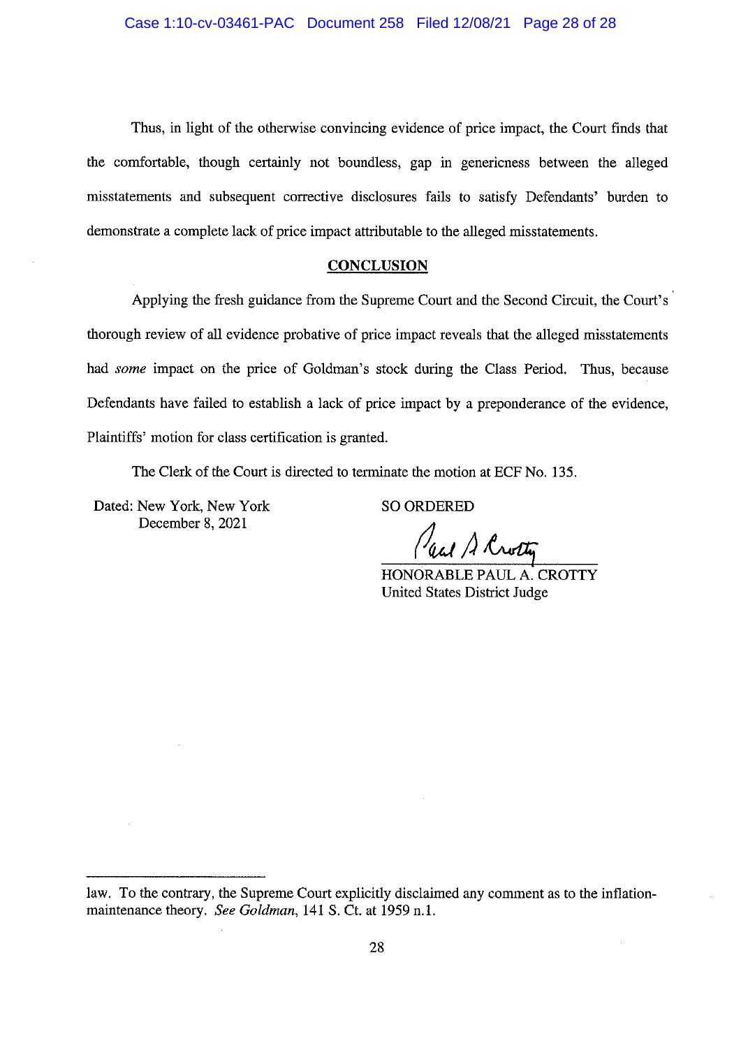Thus, in light of the otherwise convincing evidence of price impact, the Court finds that the comfortable, though certainly not boundless, gap in genericness between the alleged misstatements and subsequent corrective disclosures fails to satisfy Defendants' burden to demonstrate a complete lack of price impact attributable to the alleged misstatements.

## CONCLUSION

Applying the fresh guidance from the Supreme Court and the Second Circuit, the Court's thorough review of all evidence probative of price impact reveals that the alleged misstatements had *some* impact on the price of Goldman's stock during the Class Period. Thus, because Defendants have failed to establish a lack of price impact by a preponderance of the evidence, Plaintiffs' motion for class certification is granted.

The Clerk of the Court is directed to terminate the motion at ECF No. 135.

Dated: New York, New York
December 8, 2021

SO ORDERED

Paul A. Crotty

HONORABLE PAUL A. CROTTY
United States District Judge

---

law. To the contrary, the Supreme Court explicitly disclaimed any comment as to the inflation-maintenance theory. *See Goldman*, 141 S. Ct. at 1959 n.1.